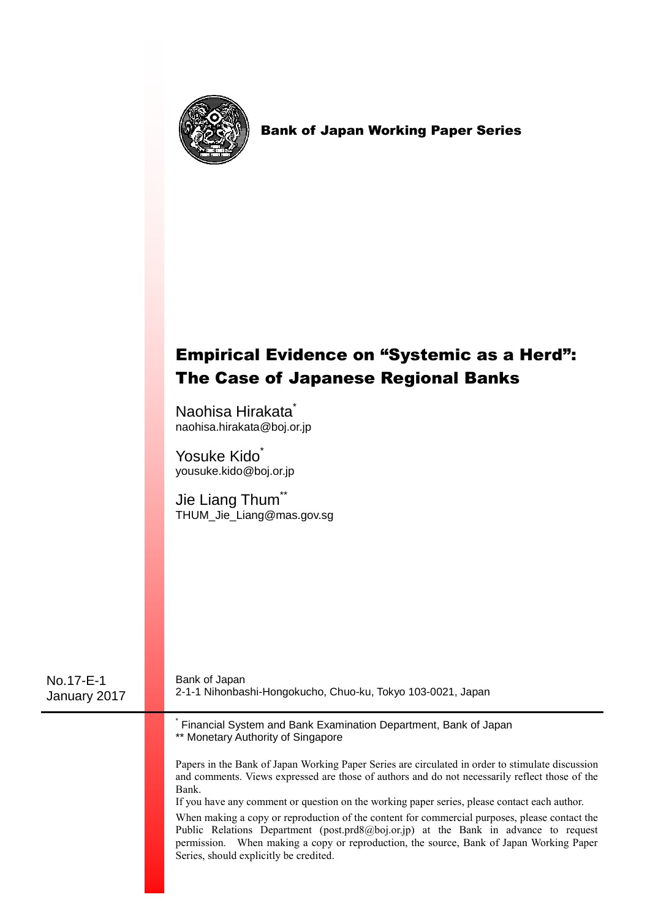Bank of Japan Working Paper Series

# Empirical Evidence on "Systemic as a Herd": The Case of Japanese Regional Banks

Naohisa Hirakata[*]
naohisa.hirakata@boj.or.jp

Yosuke Kido[*]
yousuke.kido@boj.or.jp

Jie Liang Thum[**]
THUM_Jie_Liang@mas.gov.sg

No.17-E-1
January 2017

Bank of Japan
2-1-1 Nihonbashi-Hongokucho, Chuo-ku, Tokyo 103-0021, Japan

[*] Financial System and Bank Examination Department, Bank of Japan
[**] Monetary Authority of Singapore

Papers in the Bank of Japan Working Paper Series are circulated in order to stimulate discussion and comments. Views expressed are those of authors and do not necessarily reflect those of the Bank.

If you have any comment or question on the working paper series, please contact each author.

When making a copy or reproduction of the content for commercial purposes, please contact the Public Relations Department (post.prd8@boj.or.jp) at the Bank in advance to request permission. When making a copy or reproduction, the source, Bank of Japan Working Paper Series, should explicitly be credited.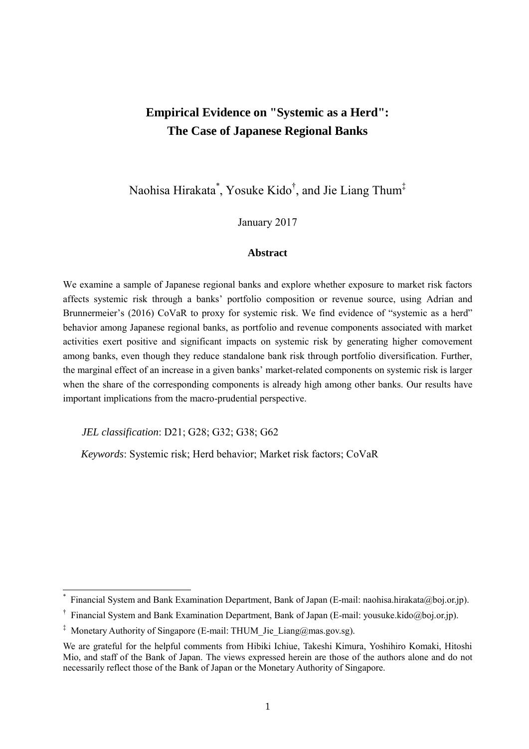# Empirical Evidence on "Systemic as a Herd": The Case of Japanese Regional Banks

Naohisa Hirakata[*], Yosuke Kido[†], and Jie Liang Thum[‡]

January 2017

### Abstract

We examine a sample of Japanese regional banks and explore whether exposure to market risk factors affects systemic risk through a banks' portfolio composition or revenue source, using Adrian and Brunnermeier's (2016) CoVaR to proxy for systemic risk. We find evidence of "systemic as a herd" behavior among Japanese regional banks, as portfolio and revenue components associated with market activities exert positive and significant impacts on systemic risk by generating higher comovement among banks, even though they reduce standalone bank risk through portfolio diversification. Further, the marginal effect of an increase in a given banks' market-related components on systemic risk is larger when the share of the corresponding components is already high among other banks. Our results have important implications from the macro-prudential perspective.

*JEL classification*: D21; G28; G32; G38; G62

*Keywords*: Systemic risk; Herd behavior; Market risk factors; CoVaR

---

[*] Financial System and Bank Examination Department, Bank of Japan (E-mail: naohisa.hirakata@boj.or.jp).

[†] Financial System and Bank Examination Department, Bank of Japan (E-mail: yousuke.kido@boj.or.jp).

[‡] Monetary Authority of Singapore (E-mail: THUM_Jie_Liang@mas.gov.sg).

We are grateful for the helpful comments from Hibiki Ichiue, Takeshi Kimura, Yoshihiro Komaki, Hitoshi Mio, and staff of the Bank of Japan. The views expressed herein are those of the authors alone and do not necessarily reflect those of the Bank of Japan or the Monetary Authority of Singapore.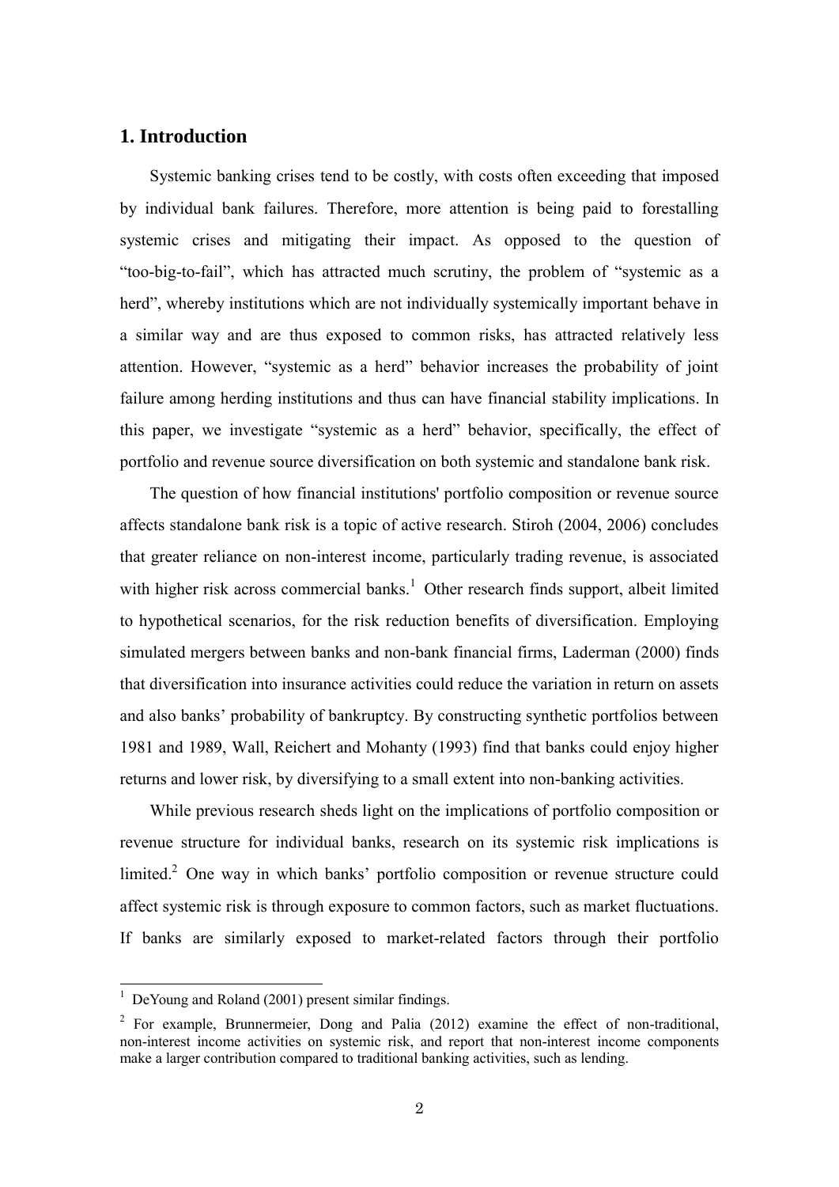## 1. Introduction

Systemic banking crises tend to be costly, with costs often exceeding that imposed by individual bank failures. Therefore, more attention is being paid to forestalling systemic crises and mitigating their impact. As opposed to the question of "too-big-to-fail", which has attracted much scrutiny, the problem of "systemic as a herd", whereby institutions which are not individually systemically important behave in a similar way and are thus exposed to common risks, has attracted relatively less attention. However, "systemic as a herd" behavior increases the probability of joint failure among herding institutions and thus can have financial stability implications. In this paper, we investigate "systemic as a herd" behavior, specifically, the effect of portfolio and revenue source diversification on both systemic and standalone bank risk.

The question of how financial institutions' portfolio composition or revenue source affects standalone bank risk is a topic of active research. Stiroh (2004, 2006) concludes that greater reliance on non-interest income, particularly trading revenue, is associated with higher risk across commercial banks.[1] Other research finds support, albeit limited to hypothetical scenarios, for the risk reduction benefits of diversification. Employing simulated mergers between banks and non-bank financial firms, Laderman (2000) finds that diversification into insurance activities could reduce the variation in return on assets and also banks' probability of bankruptcy. By constructing synthetic portfolios between 1981 and 1989, Wall, Reichert and Mohanty (1993) find that banks could enjoy higher returns and lower risk, by diversifying to a small extent into non-banking activities.

While previous research sheds light on the implications of portfolio composition or revenue structure for individual banks, research on its systemic risk implications is limited.[2] One way in which banks' portfolio composition or revenue structure could affect systemic risk is through exposure to common factors, such as market fluctuations. If banks are similarly exposed to market-related factors through their portfolio

[1] DeYoung and Roland (2001) present similar findings.

[2] For example, Brunnermeier, Dong and Palia (2012) examine the effect of non-traditional, non-interest income activities on systemic risk, and report that non-interest income components make a larger contribution compared to traditional banking activities, such as lending.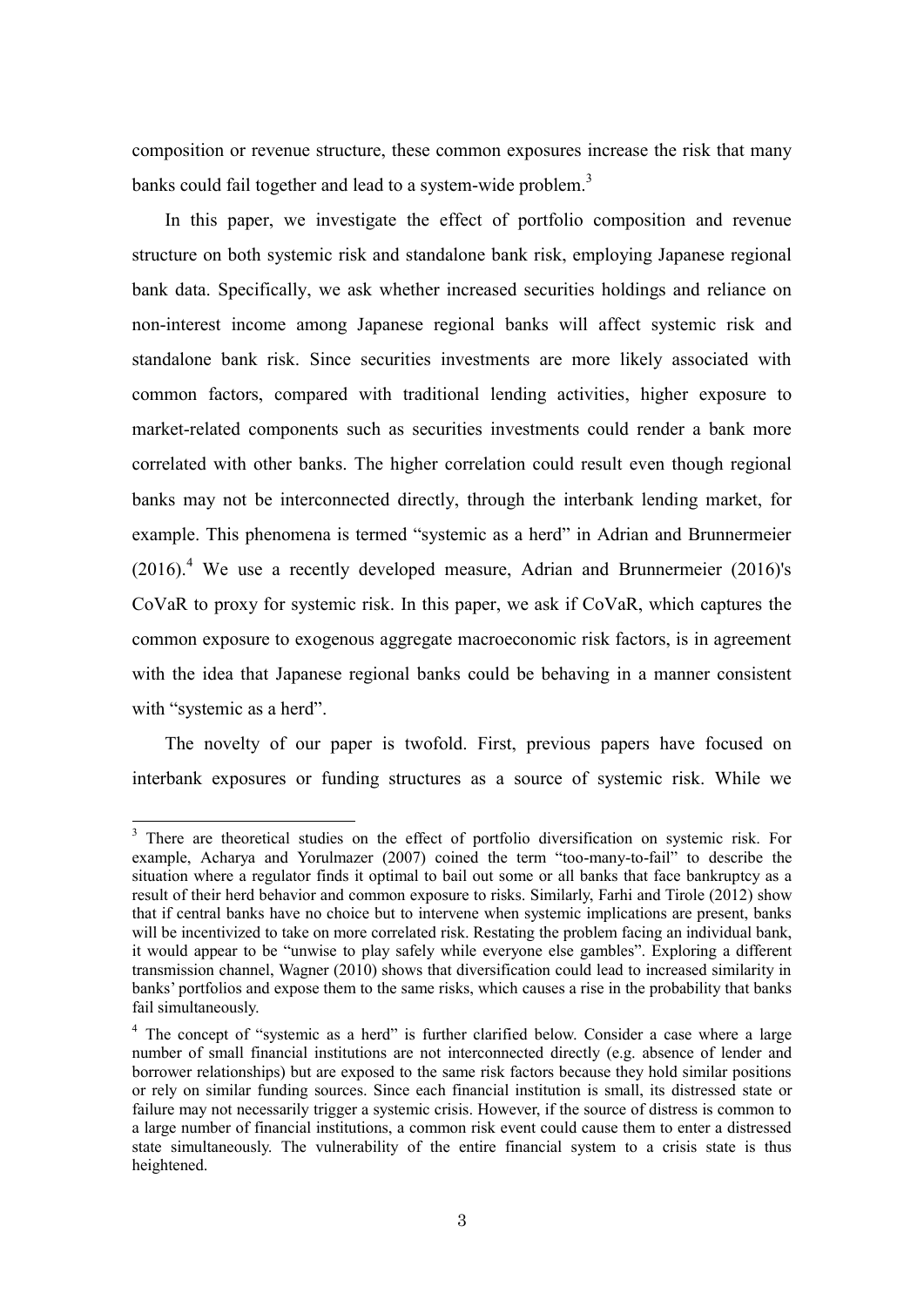composition or revenue structure, these common exposures increase the risk that many banks could fail together and lead to a system-wide problem.[3]

In this paper, we investigate the effect of portfolio composition and revenue structure on both systemic risk and standalone bank risk, employing Japanese regional bank data. Specifically, we ask whether increased securities holdings and reliance on non-interest income among Japanese regional banks will affect systemic risk and standalone bank risk. Since securities investments are more likely associated with common factors, compared with traditional lending activities, higher exposure to market-related components such as securities investments could render a bank more correlated with other banks. The higher correlation could result even though regional banks may not be interconnected directly, through the interbank lending market, for example. This phenomena is termed "systemic as a herd" in Adrian and Brunnermeier (2016).[4] We use a recently developed measure, Adrian and Brunnermeier (2016)'s CoVaR to proxy for systemic risk. In this paper, we ask if CoVaR, which captures the common exposure to exogenous aggregate macroeconomic risk factors, is in agreement with the idea that Japanese regional banks could be behaving in a manner consistent with "systemic as a herd".

The novelty of our paper is twofold. First, previous papers have focused on interbank exposures or funding structures as a source of systemic risk. While we

---

[3] There are theoretical studies on the effect of portfolio diversification on systemic risk. For example, Acharya and Yorulmazer (2007) coined the term "too-many-to-fail" to describe the situation where a regulator finds it optimal to bail out some or all banks that face bankruptcy as a result of their herd behavior and common exposure to risks. Similarly, Farhi and Tirole (2012) show that if central banks have no choice but to intervene when systemic implications are present, banks will be incentivized to take on more correlated risk. Restating the problem facing an individual bank, it would appear to be "unwise to play safely while everyone else gambles". Exploring a different transmission channel, Wagner (2010) shows that diversification could lead to increased similarity in banks' portfolios and expose them to the same risks, which causes a rise in the probability that banks fail simultaneously.

[4] The concept of "systemic as a herd" is further clarified below. Consider a case where a large number of small financial institutions are not interconnected directly (e.g. absence of lender and borrower relationships) but are exposed to the same risk factors because they hold similar positions or rely on similar funding sources. Since each financial institution is small, its distressed state or failure may not necessarily trigger a systemic crisis. However, if the source of distress is common to a large number of financial institutions, a common risk event could cause them to enter a distressed state simultaneously. The vulnerability of the entire financial system to a crisis state is thus heightened.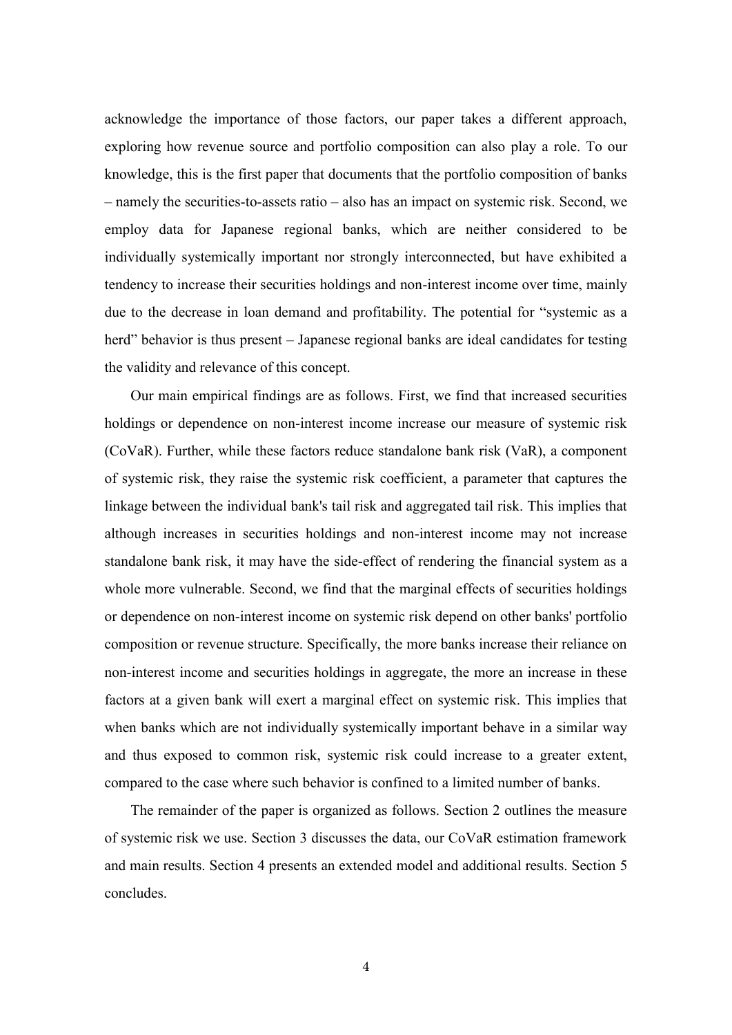acknowledge the importance of those factors, our paper takes a different approach, exploring how revenue source and portfolio composition can also play a role. To our knowledge, this is the first paper that documents that the portfolio composition of banks – namely the securities-to-assets ratio – also has an impact on systemic risk. Second, we employ data for Japanese regional banks, which are neither considered to be individually systemically important nor strongly interconnected, but have exhibited a tendency to increase their securities holdings and non-interest income over time, mainly due to the decrease in loan demand and profitability. The potential for "systemic as a herd" behavior is thus present – Japanese regional banks are ideal candidates for testing the validity and relevance of this concept.

Our main empirical findings are as follows. First, we find that increased securities holdings or dependence on non-interest income increase our measure of systemic risk (CoVaR). Further, while these factors reduce standalone bank risk (VaR), a component of systemic risk, they raise the systemic risk coefficient, a parameter that captures the linkage between the individual bank's tail risk and aggregated tail risk. This implies that although increases in securities holdings and non-interest income may not increase standalone bank risk, it may have the side-effect of rendering the financial system as a whole more vulnerable. Second, we find that the marginal effects of securities holdings or dependence on non-interest income on systemic risk depend on other banks' portfolio composition or revenue structure. Specifically, the more banks increase their reliance on non-interest income and securities holdings in aggregate, the more an increase in these factors at a given bank will exert a marginal effect on systemic risk. This implies that when banks which are not individually systemically important behave in a similar way and thus exposed to common risk, systemic risk could increase to a greater extent, compared to the case where such behavior is confined to a limited number of banks.

The remainder of the paper is organized as follows. Section 2 outlines the measure of systemic risk we use. Section 3 discusses the data, our CoVaR estimation framework and main results. Section 4 presents an extended model and additional results. Section 5 concludes.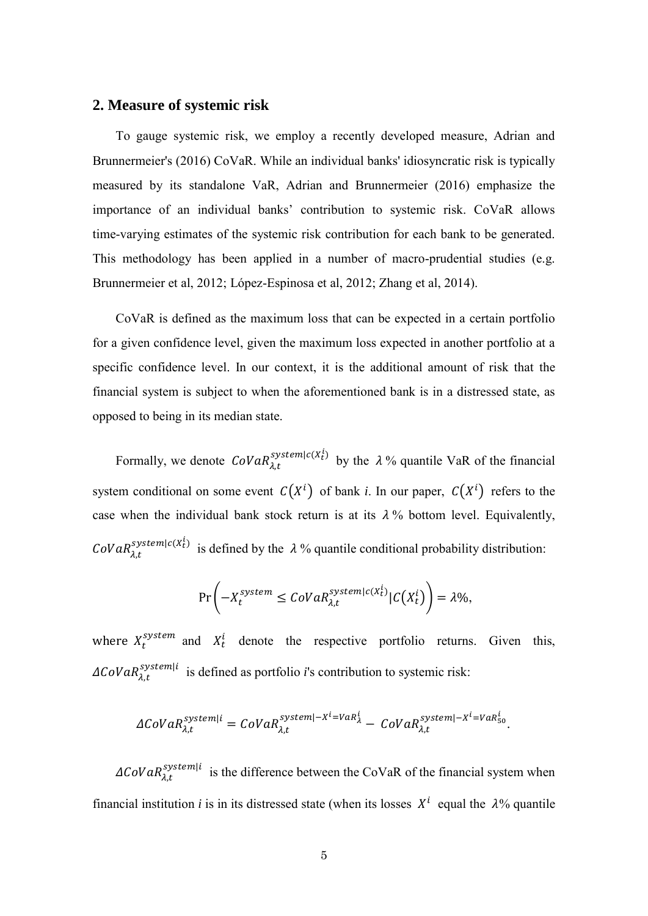## 2. Measure of systemic risk

To gauge systemic risk, we employ a recently developed measure, Adrian and Brunnermeier's (2016) CoVaR. While an individual banks' idiosyncratic risk is typically measured by its standalone VaR, Adrian and Brunnermeier (2016) emphasize the importance of an individual banks' contribution to systemic risk. CoVaR allows time-varying estimates of the systemic risk contribution for each bank to be generated. This methodology has been applied in a number of macro-prudential studies (e.g. Brunnermeier et al, 2012; López-Espinosa et al, 2012; Zhang et al, 2014).

CoVaR is defined as the maximum loss that can be expected in a certain portfolio for a given confidence level, given the maximum loss expected in another portfolio at a specific confidence level. In our context, it is the additional amount of risk that the financial system is subject to when the aforementioned bank is in a distressed state, as opposed to being in its median state.

Formally, we denote $CoVaR_{\lambda,t}^{system|c(X_t^i)}$ by the $\lambda$% quantile VaR of the financial system conditional on some event $C(X^i)$ of bank *i*. In our paper, $C(X^i)$ refers to the case when the individual bank stock return is at its $\lambda$% bottom level. Equivalently, $CoVaR_{\lambda,t}^{system|c(X_t^i)}$ is defined by the $\lambda$% quantile conditional probability distribution:

$$\Pr\left(-X_t^{system} \leq CoVaR_{\lambda,t}^{system|c(X_t^i)} | C(X_t^i)\right) = \lambda\%,$$

where $X_t^{system}$ and $X_t^i$ denote the respective portfolio returns. Given this, $\Delta CoVaR_{\lambda,t}^{system|i}$ is defined as portfolio *i*'s contribution to systemic risk:

$$\Delta CoVaR_{\lambda,t}^{system|i} = CoVaR_{\lambda,t}^{system|-X^i=VaR_\lambda^i} - CoVaR_{\lambda,t}^{system|-X^i=VaR_{50}^i}.$$

$\Delta CoVaR_{\lambda,t}^{system|i}$ is the difference between the CoVaR of the financial system when financial institution *i* is in its distressed state (when its losses $X^i$ equal the $\lambda$% quantile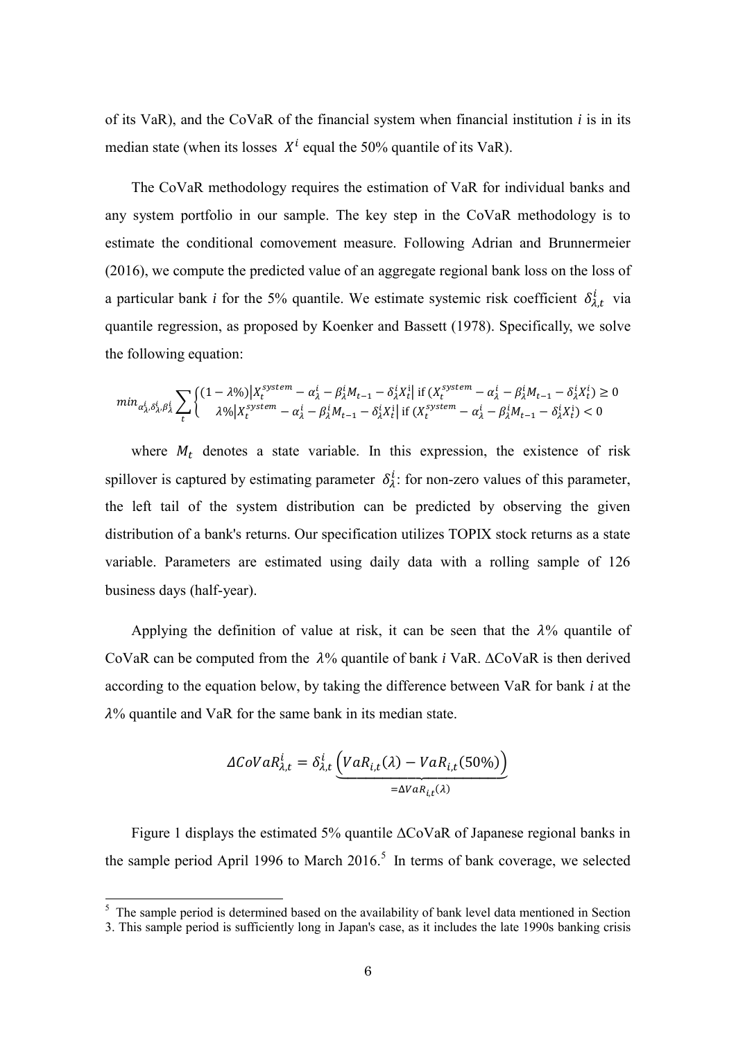of its VaR), and the CoVaR of the financial system when financial institution *i* is in its median state (when its losses $X^i$ equal the 50% quantile of its VaR).

The CoVaR methodology requires the estimation of VaR for individual banks and any system portfolio in our sample. The key step in the CoVaR methodology is to estimate the conditional comovement measure. Following Adrian and Brunnermeier (2016), we compute the predicted value of an aggregate regional bank loss on the loss of a particular bank *i* for the 5% quantile. We estimate systemic risk coefficient $\delta^i_{\lambda,t}$ via quantile regression, as proposed by Koenker and Bassett (1978). Specifically, we solve the following equation:

$$min_{\alpha^i_\lambda,\delta^i_\lambda,\beta^i_\lambda} \sum_t \begin{cases} (1-\lambda\%)\left|X^{system}_t - \alpha^i_\lambda - \beta^i_\lambda M_{t-1} - \delta^i_\lambda X^i_t\right| \text{ if } (X^{system}_t - \alpha^i_\lambda - \beta^i_\lambda M_{t-1} - \delta^i_\lambda X^i_t) \geq 0 \\ \lambda\%\left|X^{system}_t - \alpha^i_\lambda - \beta^i_\lambda M_{t-1} - \delta^i_\lambda X^i_t\right| \text{ if } (X^{system}_t - \alpha^i_\lambda - \beta^i_\lambda M_{t-1} - \delta^i_\lambda X^i_t) < 0 \end{cases}$$

where $M_t$ denotes a state variable. In this expression, the existence of risk spillover is captured by estimating parameter $\delta^i_\lambda$: for non-zero values of this parameter, the left tail of the system distribution can be predicted by observing the given distribution of a bank's returns. Our specification utilizes TOPIX stock returns as a state variable. Parameters are estimated using daily data with a rolling sample of 126 business days (half-year).

Applying the definition of value at risk, it can be seen that the $\lambda$% quantile of CoVaR can be computed from the $\lambda$% quantile of bank *i* VaR. ΔCoVaR is then derived according to the equation below, by taking the difference between VaR for bank *i* at the $\lambda$% quantile and VaR for the same bank in its median state.

$$\Delta CoVaR^i_{\lambda,t} = \delta^i_{\lambda,t} \underbrace{\left(VaR_{i,t}(\lambda) - VaR_{i,t}(50\%)\right)}_{=\Delta VaR_{i,t}(\lambda)}$$

Figure 1 displays the estimated 5% quantile ΔCoVaR of Japanese regional banks in the sample period April 1996 to March 2016.[5] In terms of bank coverage, we selected

[5] The sample period is determined based on the availability of bank level data mentioned in Section 3. This sample period is sufficiently long in Japan's case, as it includes the late 1990s banking crisis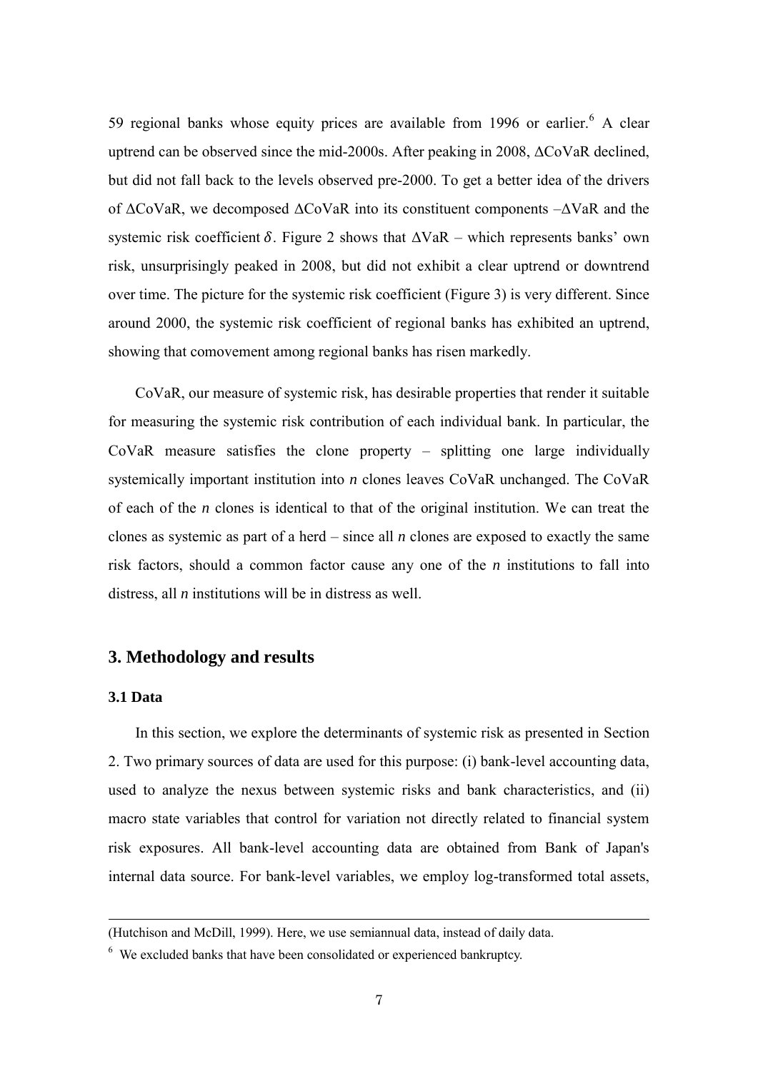59 regional banks whose equity prices are available from 1996 or earlier.[6] A clear uptrend can be observed since the mid-2000s. After peaking in 2008, ΔCoVaR declined, but did not fall back to the levels observed pre-2000. To get a better idea of the drivers of ΔCoVaR, we decomposed ΔCoVaR into its constituent components –ΔVaR and the systemic risk coefficient $\delta$. Figure 2 shows that ΔVaR – which represents banks' own risk, unsurprisingly peaked in 2008, but did not exhibit a clear uptrend or downtrend over time. The picture for the systemic risk coefficient (Figure 3) is very different. Since around 2000, the systemic risk coefficient of regional banks has exhibited an uptrend, showing that comovement among regional banks has risen markedly.

CoVaR, our measure of systemic risk, has desirable properties that render it suitable for measuring the systemic risk contribution of each individual bank. In particular, the CoVaR measure satisfies the clone property – splitting one large individually systemically important institution into *n* clones leaves CoVaR unchanged. The CoVaR of each of the *n* clones is identical to that of the original institution. We can treat the clones as systemic as part of a herd – since all *n* clones are exposed to exactly the same risk factors, should a common factor cause any one of the *n* institutions to fall into distress, all *n* institutions will be in distress as well.

## 3. Methodology and results

### 3.1 Data

In this section, we explore the determinants of systemic risk as presented in Section 2. Two primary sources of data are used for this purpose: (i) bank-level accounting data, used to analyze the nexus between systemic risks and bank characteristics, and (ii) macro state variables that control for variation not directly related to financial system risk exposures. All bank-level accounting data are obtained from Bank of Japan's internal data source. For bank-level variables, we employ log-transformed total assets,

---

(Hutchison and McDill, 1999). Here, we use semiannual data, instead of daily data.

[6] We excluded banks that have been consolidated or experienced bankruptcy.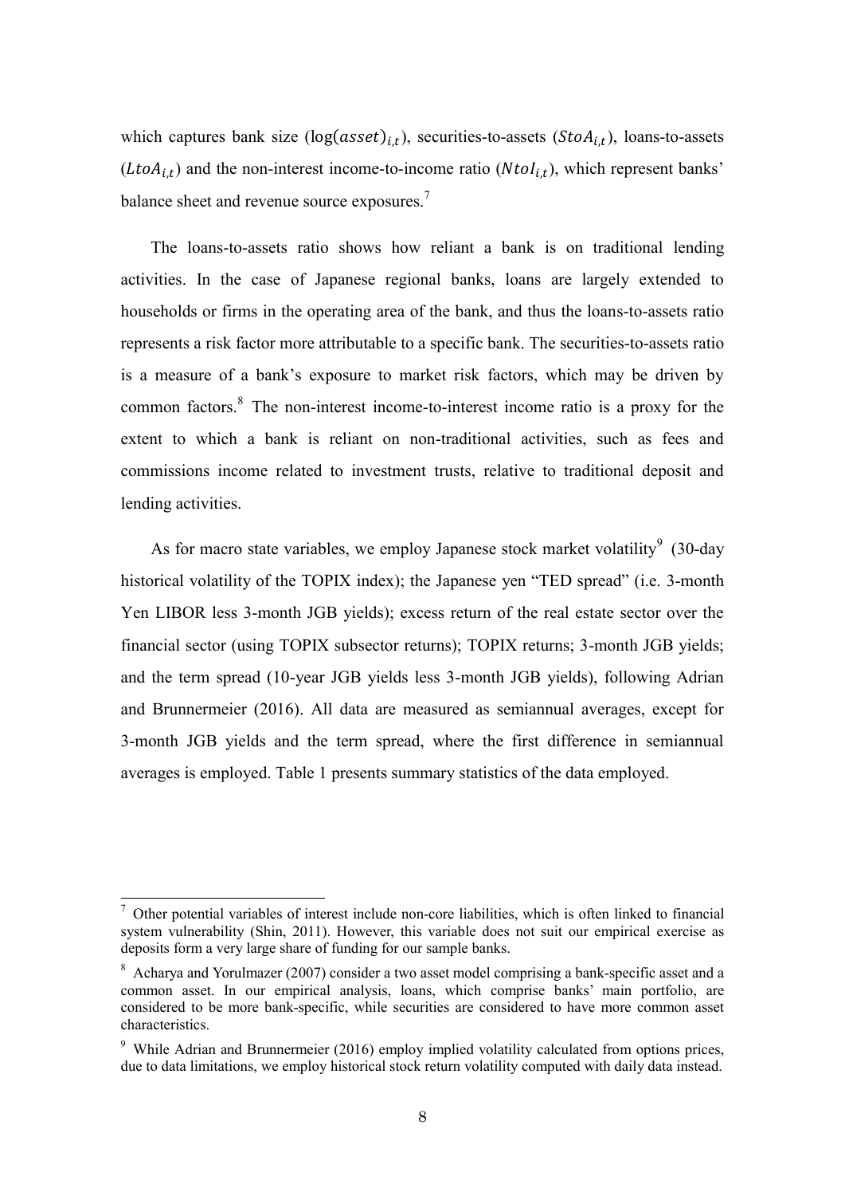which captures bank size ($\log(asset)_{i,t}$), securities-to-assets ($StoA_{i,t}$), loans-to-assets ($LtoA_{i,t}$) and the non-interest income-to-income ratio ($NtoI_{i,t}$), which represent banks' balance sheet and revenue source exposures.[7]

The loans-to-assets ratio shows how reliant a bank is on traditional lending activities. In the case of Japanese regional banks, loans are largely extended to households or firms in the operating area of the bank, and thus the loans-to-assets ratio represents a risk factor more attributable to a specific bank. The securities-to-assets ratio is a measure of a bank's exposure to market risk factors, which may be driven by common factors.[8] The non-interest income-to-interest income ratio is a proxy for the extent to which a bank is reliant on non-traditional activities, such as fees and commissions income related to investment trusts, relative to traditional deposit and lending activities.

As for macro state variables, we employ Japanese stock market volatility[9] (30-day historical volatility of the TOPIX index); the Japanese yen "TED spread" (i.e. 3-month Yen LIBOR less 3-month JGB yields); excess return of the real estate sector over the financial sector (using TOPIX subsector returns); TOPIX returns; 3-month JGB yields; and the term spread (10-year JGB yields less 3-month JGB yields), following Adrian and Brunnermeier (2016). All data are measured as semiannual averages, except for 3-month JGB yields and the term spread, where the first difference in semiannual averages is employed. Table 1 presents summary statistics of the data employed.

---

[7] Other potential variables of interest include non-core liabilities, which is often linked to financial system vulnerability (Shin, 2011). However, this variable does not suit our empirical exercise as deposits form a very large share of funding for our sample banks.

[8] Acharya and Yorulmazer (2007) consider a two asset model comprising a bank-specific asset and a common asset. In our empirical analysis, loans, which comprise banks' main portfolio, are considered to be more bank-specific, while securities are considered to have more common asset characteristics.

[9] While Adrian and Brunnermeier (2016) employ implied volatility calculated from options prices, due to data limitations, we employ historical stock return volatility computed with daily data instead.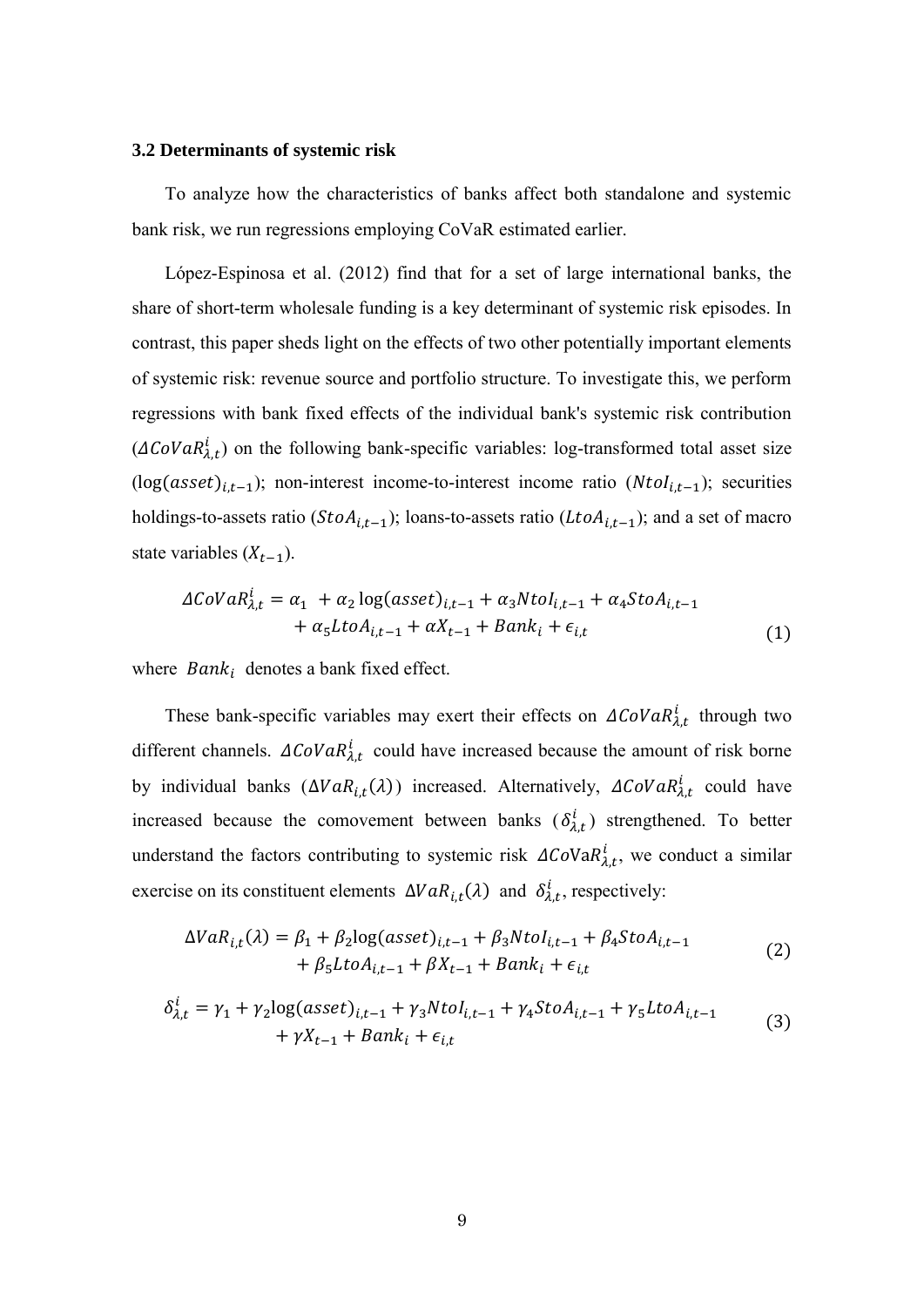### 3.2 Determinants of systemic risk

To analyze how the characteristics of banks affect both standalone and systemic bank risk, we run regressions employing CoVaR estimated earlier.

López-Espinosa et al. (2012) find that for a set of large international banks, the share of short-term wholesale funding is a key determinant of systemic risk episodes. In contrast, this paper sheds light on the effects of two other potentially important elements of systemic risk: revenue source and portfolio structure. To investigate this, we perform regressions with bank fixed effects of the individual bank's systemic risk contribution ($\Delta CoVaR_{\lambda,t}^{i}$) on the following bank-specific variables: log-transformed total asset size ($\log(asset)_{i,t-1}$); non-interest income-to-interest income ratio ($NtoI_{i,t-1}$); securities holdings-to-assets ratio ($StoA_{i,t-1}$); loans-to-assets ratio ($LtoA_{i,t-1}$); and a set of macro state variables ($X_{t-1}$).

$$\begin{aligned}\Delta CoVaR_{\lambda,t}^{i} = \alpha_1 \ + \alpha_2 \log(asset)_{i,t-1} + \alpha_3 NtoI_{i,t-1} + \alpha_4 StoA_{i,t-1} \\ + \alpha_5 LtoA_{i,t-1} + \alpha X_{t-1} + Bank_i + \epsilon_{i,t}\end{aligned} \tag{1}$$

where $Bank_i$ denotes a bank fixed effect.

These bank-specific variables may exert their effects on $\Delta CoVaR_{\lambda,t}^{i}$ through two different channels. $\Delta CoVaR_{\lambda,t}^{i}$ could have increased because the amount of risk borne by individual banks ($\Delta VaR_{i,t}(\lambda)$) increased. Alternatively, $\Delta CoVaR_{\lambda,t}^{i}$ could have increased because the comovement between banks ($\delta_{\lambda,t}^{i}$) strengthened. To better understand the factors contributing to systemic risk $\Delta CoVaR_{\lambda,t}^{i}$, we conduct a similar exercise on its constituent elements $\Delta VaR_{i,t}(\lambda)$ and $\delta_{\lambda,t}^{i}$, respectively:

$$\begin{aligned}\Delta VaR_{i,t}(\lambda) = \beta_1 + \beta_2 \log(asset)_{i,t-1} + \beta_3 NtoI_{i,t-1} + \beta_4 StoA_{i,t-1} \\ + \beta_5 LtoA_{i,t-1} + \beta X_{t-1} + Bank_i + \epsilon_{i,t}\end{aligned} \tag{2}$$

$$\begin{aligned}\delta_{\lambda,t}^{i} = \gamma_1 + \gamma_2 \log(asset)_{i,t-1} + \gamma_3 NtoI_{i,t-1} + \gamma_4 StoA_{i,t-1} + \gamma_5 LtoA_{i,t-1} \\ + \gamma X_{t-1} + Bank_i + \epsilon_{i,t}\end{aligned} \tag{3}$$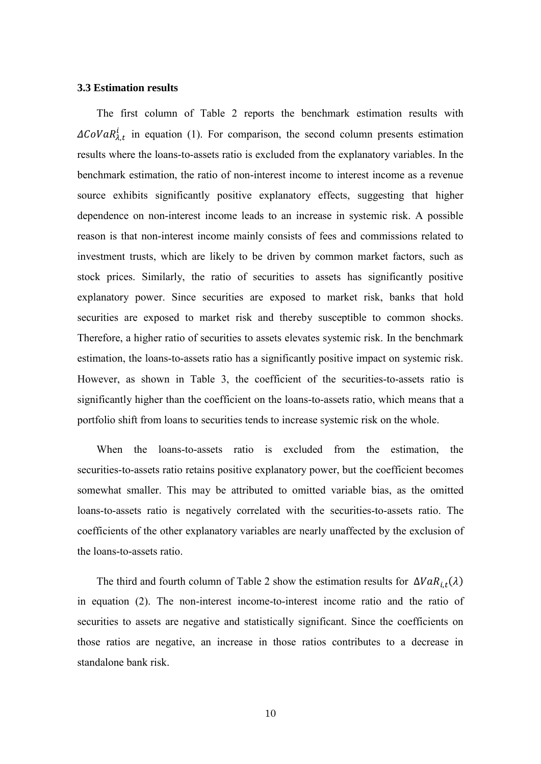### 3.3 Estimation results

The first column of Table 2 reports the benchmark estimation results with $\Delta CoVaR_{\lambda,t}^{i}$ in equation (1). For comparison, the second column presents estimation results where the loans-to-assets ratio is excluded from the explanatory variables. In the benchmark estimation, the ratio of non-interest income to interest income as a revenue source exhibits significantly positive explanatory effects, suggesting that higher dependence on non-interest income leads to an increase in systemic risk. A possible reason is that non-interest income mainly consists of fees and commissions related to investment trusts, which are likely to be driven by common market factors, such as stock prices. Similarly, the ratio of securities to assets has significantly positive explanatory power. Since securities are exposed to market risk, banks that hold securities are exposed to market risk and thereby susceptible to common shocks. Therefore, a higher ratio of securities to assets elevates systemic risk. In the benchmark estimation, the loans-to-assets ratio has a significantly positive impact on systemic risk. However, as shown in Table 3, the coefficient of the securities-to-assets ratio is significantly higher than the coefficient on the loans-to-assets ratio, which means that a portfolio shift from loans to securities tends to increase systemic risk on the whole.

When the loans-to-assets ratio is excluded from the estimation, the securities-to-assets ratio retains positive explanatory power, but the coefficient becomes somewhat smaller. This may be attributed to omitted variable bias, as the omitted loans-to-assets ratio is negatively correlated with the securities-to-assets ratio. The coefficients of the other explanatory variables are nearly unaffected by the exclusion of the loans-to-assets ratio.

The third and fourth column of Table 2 show the estimation results for $\Delta VaR_{i,t}(\lambda)$ in equation (2). The non-interest income-to-interest income ratio and the ratio of securities to assets are negative and statistically significant. Since the coefficients on those ratios are negative, an increase in those ratios contributes to a decrease in standalone bank risk.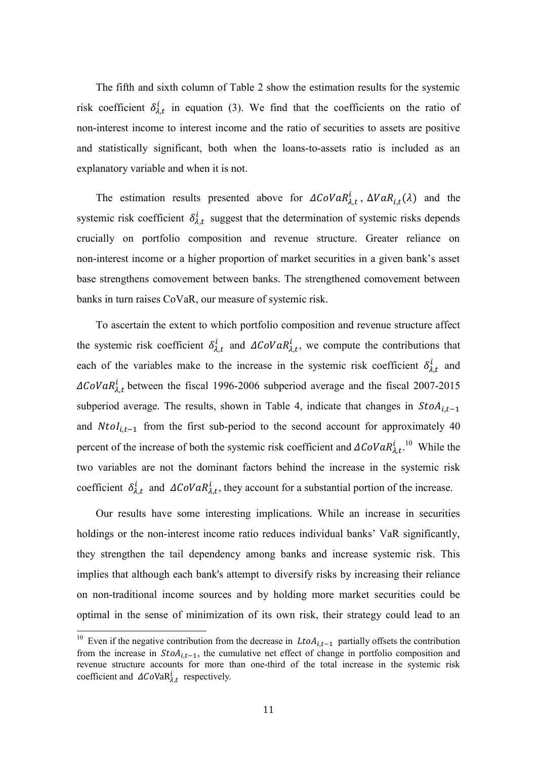The fifth and sixth column of Table 2 show the estimation results for the systemic risk coefficient $\delta^i_{\lambda,t}$ in equation (3). We find that the coefficients on the ratio of non-interest income to interest income and the ratio of securities to assets are positive and statistically significant, both when the loans-to-assets ratio is included as an explanatory variable and when it is not.

The estimation results presented above for $\Delta CoVaR^i_{\lambda,t}$, $\Delta VaR_{i,t}(\lambda)$ and the systemic risk coefficient $\delta^i_{\lambda,t}$ suggest that the determination of systemic risks depends crucially on portfolio composition and revenue structure. Greater reliance on non-interest income or a higher proportion of market securities in a given bank's asset base strengthens comovement between banks. The strengthened comovement between banks in turn raises CoVaR, our measure of systemic risk.

To ascertain the extent to which portfolio composition and revenue structure affect the systemic risk coefficient $\delta^i_{\lambda,t}$ and $\Delta CoVaR^i_{\lambda,t}$, we compute the contributions that each of the variables make to the increase in the systemic risk coefficient $\delta^i_{\lambda,t}$ and $\Delta CoVaR^i_{\lambda,t}$ between the fiscal 1996-2006 subperiod average and the fiscal 2007-2015 subperiod average. The results, shown in Table 4, indicate that changes in $StoA_{i,t-1}$ and $NtoI_{i,t-1}$ from the first sub-period to the second account for approximately 40 percent of the increase of both the systemic risk coefficient and $\Delta CoVaR^i_{\lambda,t}$.[10] While the two variables are not the dominant factors behind the increase in the systemic risk coefficient $\delta^i_{\lambda,t}$ and $\Delta CoVaR^i_{\lambda,t}$, they account for a substantial portion of the increase.

Our results have some interesting implications. While an increase in securities holdings or the non-interest income ratio reduces individual banks' VaR significantly, they strengthen the tail dependency among banks and increase systemic risk. This implies that although each bank's attempt to diversify risks by increasing their reliance on non-traditional income sources and by holding more market securities could be optimal in the sense of minimization of its own risk, their strategy could lead to an

[10] Even if the negative contribution from the decrease in $LtoA_{i,t-1}$ partially offsets the contribution from the increase in $StoA_{i,t-1}$, the cumulative net effect of change in portfolio composition and revenue structure accounts for more than one-third of the total increase in the systemic risk coefficient and $\Delta CoVaR^i_{\lambda,t}$ respectively.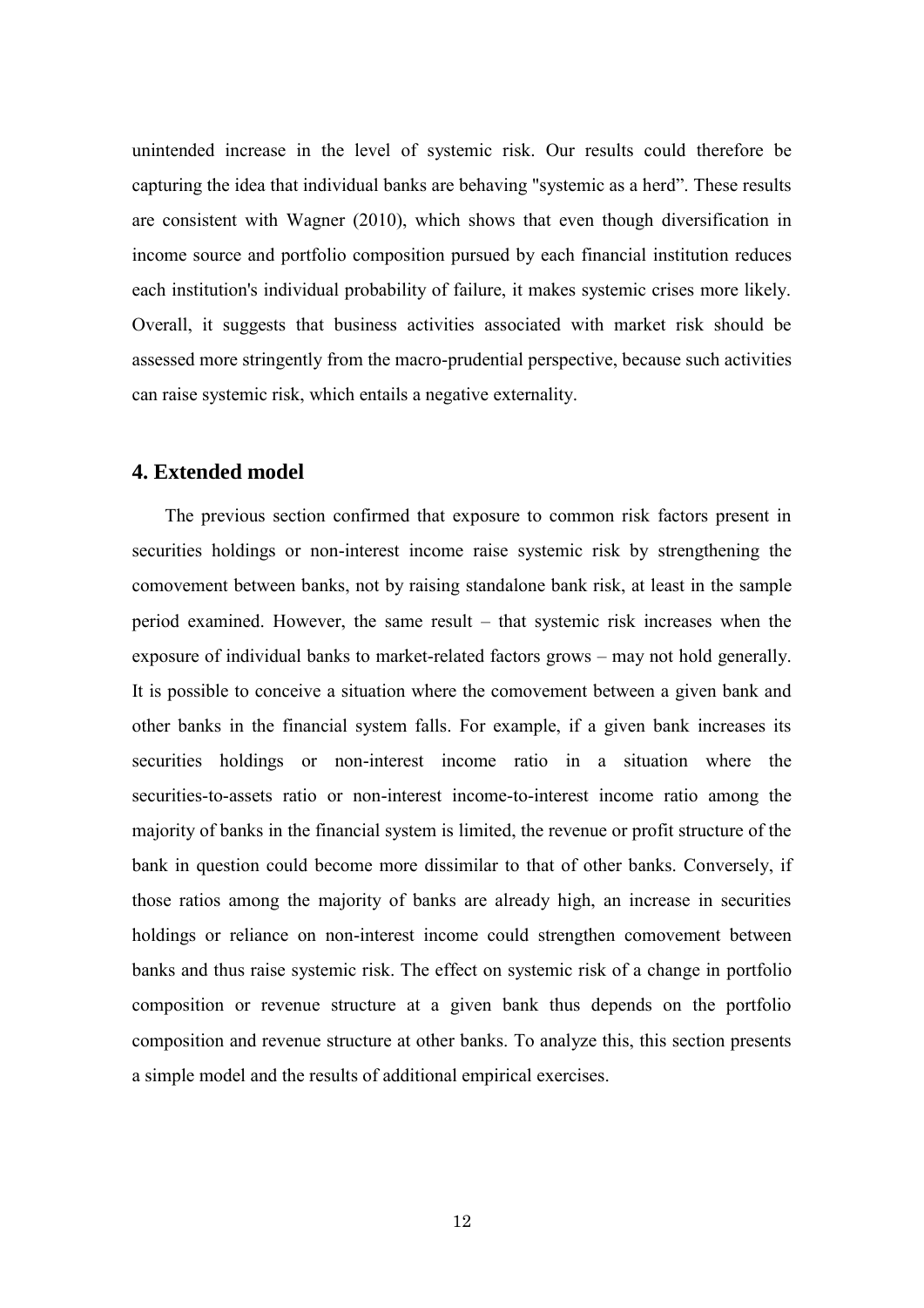unintended increase in the level of systemic risk. Our results could therefore be capturing the idea that individual banks are behaving "systemic as a herd". These results are consistent with Wagner (2010), which shows that even though diversification in income source and portfolio composition pursued by each financial institution reduces each institution's individual probability of failure, it makes systemic crises more likely. Overall, it suggests that business activities associated with market risk should be assessed more stringently from the macro-prudential perspective, because such activities can raise systemic risk, which entails a negative externality.

## 4. Extended model

The previous section confirmed that exposure to common risk factors present in securities holdings or non-interest income raise systemic risk by strengthening the comovement between banks, not by raising standalone bank risk, at least in the sample period examined. However, the same result – that systemic risk increases when the exposure of individual banks to market-related factors grows – may not hold generally. It is possible to conceive a situation where the comovement between a given bank and other banks in the financial system falls. For example, if a given bank increases its securities holdings or non-interest income ratio in a situation where the securities-to-assets ratio or non-interest income-to-interest income ratio among the majority of banks in the financial system is limited, the revenue or profit structure of the bank in question could become more dissimilar to that of other banks. Conversely, if those ratios among the majority of banks are already high, an increase in securities holdings or reliance on non-interest income could strengthen comovement between banks and thus raise systemic risk. The effect on systemic risk of a change in portfolio composition or revenue structure at a given bank thus depends on the portfolio composition and revenue structure at other banks. To analyze this, this section presents a simple model and the results of additional empirical exercises.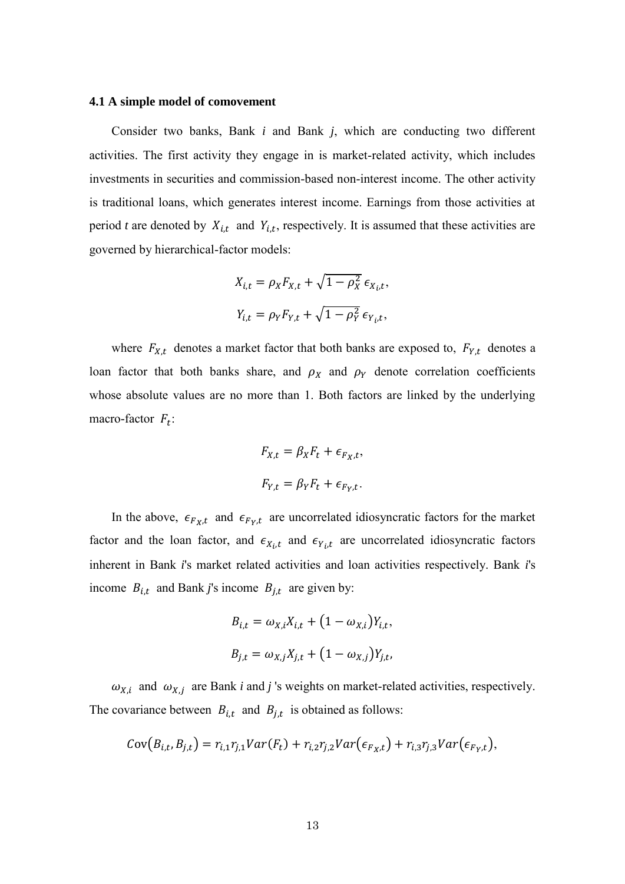### 4.1 A simple model of comovement

Consider two banks, Bank *i* and Bank *j*, which are conducting two different activities. The first activity they engage in is market-related activity, which includes investments in securities and commission-based non-interest income. The other activity is traditional loans, which generates interest income. Earnings from those activities at period *t* are denoted by $X_{i,t}$ and $Y_{i,t}$, respectively. It is assumed that these activities are governed by hierarchical-factor models:

$$X_{i,t} = \rho_X F_{X,t} + \sqrt{1-\rho_X^2}\,\epsilon_{X_i,t},$$

$$Y_{i,t} = \rho_Y F_{Y,t} + \sqrt{1-\rho_Y^2}\,\epsilon_{Y_i,t},$$

where $F_{X,t}$ denotes a market factor that both banks are exposed to, $F_{Y,t}$ denotes a loan factor that both banks share, and $\rho_X$ and $\rho_Y$ denote correlation coefficients whose absolute values are no more than 1. Both factors are linked by the underlying macro-factor $F_t$:

$$F_{X,t} = \beta_X F_t + \epsilon_{F_X,t},$$

$$F_{Y,t} = \beta_Y F_t + \epsilon_{F_Y,t}.$$

In the above, $\epsilon_{F_X,t}$ and $\epsilon_{F_Y,t}$ are uncorrelated idiosyncratic factors for the market factor and the loan factor, and $\epsilon_{X_i,t}$ and $\epsilon_{Y_i,t}$ are uncorrelated idiosyncratic factors inherent in Bank *i*'s market related activities and loan activities respectively. Bank *i*'s income $B_{i,t}$ and Bank *j*'s income $B_{j,t}$ are given by:

$$B_{i,t} = \omega_{X,i} X_{i,t} + (1-\omega_{X,i}) Y_{i,t},$$

$$B_{j,t} = \omega_{X,j} X_{j,t} + (1-\omega_{X,j}) Y_{j,t},$$

$\omega_{X,i}$ and $\omega_{X,j}$ are Bank *i* and *j* 's weights on market-related activities, respectively. The covariance between $B_{i,t}$ and $B_{j,t}$ is obtained as follows:

$$Cov(B_{i,t}, B_{j,t}) = r_{i,1} r_{j,1} Var(F_t) + r_{i,2} r_{j,2} Var(\epsilon_{F_X,t}) + r_{i,3} r_{j,3} Var(\epsilon_{F_Y,t}),$$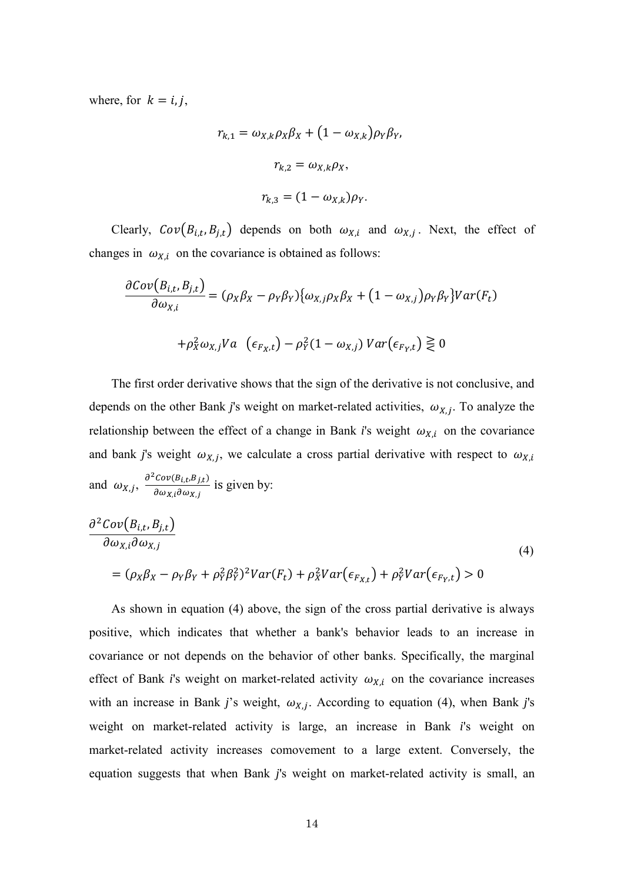where, for $k = i, j$,

$$r_{k,1} = \omega_{X,k}\rho_X\beta_X + (1 - \omega_{X,k})\rho_Y\beta_Y,$$

$$r_{k,2} = \omega_{X,k}\rho_X,$$

$$r_{k,3} = (1 - \omega_{X,k})\rho_Y.$$

Clearly, $Cov(B_{i,t}, B_{j,t})$ depends on both $\omega_{X,i}$ and $\omega_{X,j}$. Next, the effect of changes in $\omega_{X,i}$ on the covariance is obtained as follows:

$$\frac{\partial Cov(B_{i,t}, B_{j,t})}{\partial \omega_{X,i}} = (\rho_X\beta_X - \rho_Y\beta_Y)\{\omega_{X,j}\rho_X\beta_X + (1 - \omega_{X,j})\rho_Y\beta_Y\}Var(F_t)$$

$$+\rho_X^2\omega_{X,j}Va\ \ (\epsilon_{F_X,t}) - \rho_Y^2(1 - \omega_{X,j})\ Var(\epsilon_{F_Y,t}) \gtreqless 0$$

The first order derivative shows that the sign of the derivative is not conclusive, and depends on the other Bank *j*'s weight on market-related activities, $\omega_{X,j}$. To analyze the relationship between the effect of a change in Bank *i*'s weight $\omega_{X,i}$ on the covariance and bank *j*'s weight $\omega_{X,j}$, we calculate a cross partial derivative with respect to $\omega_{X,i}$ and $\omega_{X,j}$, $\frac{\partial^2 Cov(B_{i,t}, B_{j,t})}{\partial \omega_{X,i}\partial \omega_{X,j}}$ is given by:

$$\frac{\partial^2 Cov(B_{i,t}, B_{j,t})}{\partial \omega_{X,i}\partial \omega_{X,j}}$$
$$= (\rho_X\beta_X - \rho_Y\beta_Y + \rho_Y^2\beta_Y^2)^2 Var(F_t) + \rho_X^2 Var(\epsilon_{F_{X,t}}) + \rho_Y^2 Var(\epsilon_{F_Y,t}) > 0 \tag{4}$$

As shown in equation (4) above, the sign of the cross partial derivative is always positive, which indicates that whether a bank's behavior leads to an increase in covariance or not depends on the behavior of other banks. Specifically, the marginal effect of Bank *i*'s weight on market-related activity $\omega_{X,i}$ on the covariance increases with an increase in Bank *j*'s weight, $\omega_{X,j}$. According to equation (4), when Bank *j*'s weight on market-related activity is large, an increase in Bank *i*'s weight on market-related activity increases comovement to a large extent. Conversely, the equation suggests that when Bank *j*'s weight on market-related activity is small, an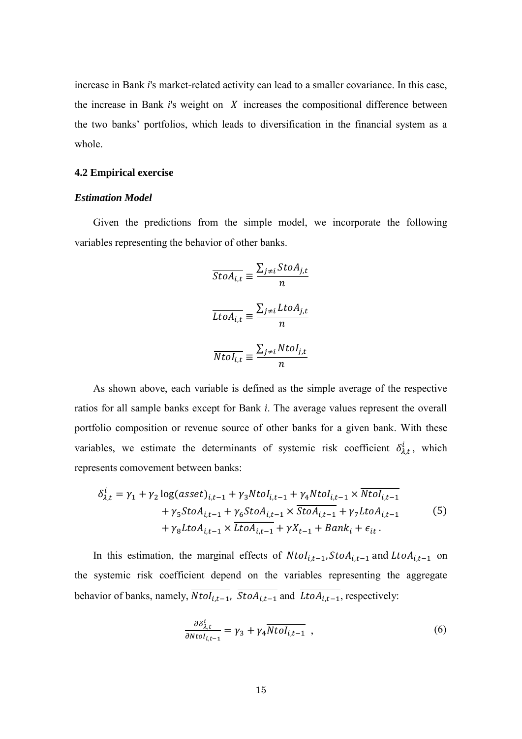increase in Bank *i*'s market-related activity can lead to a smaller covariance. In this case, the increase in Bank *i*'s weight on $X$ increases the compositional difference between the two banks' portfolios, which leads to diversification in the financial system as a whole.

### 4.2 Empirical exercise

#### *Estimation Model*

Given the predictions from the simple model, we incorporate the following variables representing the behavior of other banks.

$$\overline{StoA_{i,t}} \equiv \frac{\sum_{j \neq i} StoA_{j,t}}{n}$$

$$\overline{LtoA_{i,t}} \equiv \frac{\sum_{j \neq i} LtoA_{j,t}}{n}$$

$$\overline{NtoI_{i,t}} \equiv \frac{\sum_{j \neq i} NtoI_{j,t}}{n}$$

As shown above, each variable is defined as the simple average of the respective ratios for all sample banks except for Bank *i*. The average values represent the overall portfolio composition or revenue source of other banks for a given bank. With these variables, we estimate the determinants of systemic risk coefficient $\delta^i_{\lambda,t}$, which represents comovement between banks:

$$\begin{aligned}\delta^i_{\lambda,t} = \gamma_1 + \gamma_2 \log(asset)_{i,t-1} + \gamma_3 NtoI_{i,t-1} + \gamma_4 NtoI_{i,t-1} \times \overline{NtoI_{i,t-1}} \\ + \gamma_5 StoA_{i,t-1} + \gamma_6 StoA_{i,t-1} \times \overline{StoA_{i,t-1}} + \gamma_7 LtoA_{i,t-1} \\ + \gamma_8 LtoA_{i,t-1} \times \overline{LtoA_{i,t-1}} + \gamma X_{t-1} + Bank_i + \epsilon_{it} \,.\end{aligned} \tag{5}$$

In this estimation, the marginal effects of $NtoI_{i,t-1}, StoA_{i,t-1}$ and $LtoA_{i,t-1}$ on the systemic risk coefficient depend on the variables representing the aggregate behavior of banks, namely, $\overline{NtoI_{i,t-1}}$, $\overline{StoA_{i,t-1}}$ and $\overline{LtoA_{i,t-1}}$, respectively:

$$\frac{\partial \delta^i_{\lambda,t}}{\partial NtoI_{i,t-1}} = \gamma_3 + \gamma_4 \overline{NtoI_{i,t-1}} \ , \tag{6}$$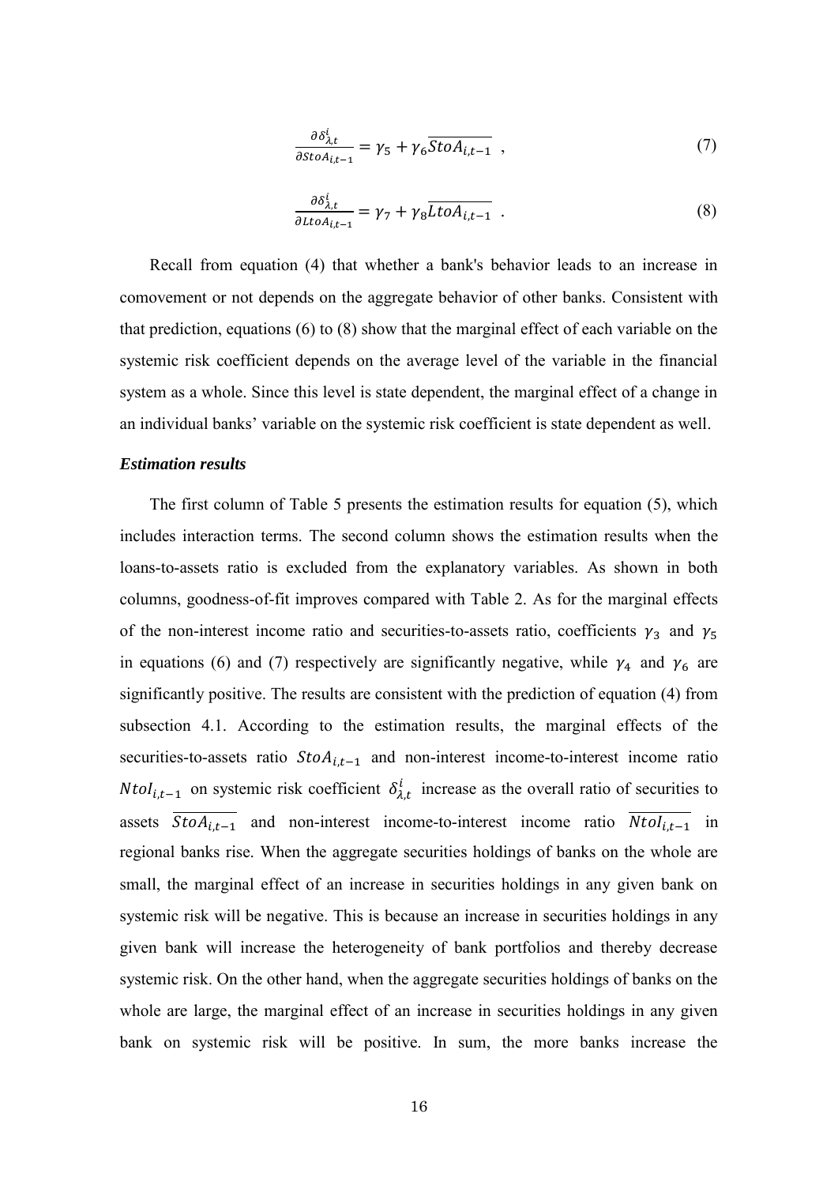$$\frac{\partial \delta_{\lambda,t}^{i}}{\partial StoA_{i,t-1}} = \gamma_5 + \gamma_6 \overline{StoA_{i,t-1}} \ , \tag{7}$$

$$\frac{\partial \delta_{\lambda,t}^{i}}{\partial LtoA_{i,t-1}} = \gamma_7 + \gamma_8 \overline{LtoA_{i,t-1}} \ . \tag{8}$$

Recall from equation (4) that whether a bank's behavior leads to an increase in comovement or not depends on the aggregate behavior of other banks. Consistent with that prediction, equations (6) to (8) show that the marginal effect of each variable on the systemic risk coefficient depends on the average level of the variable in the financial system as a whole. Since this level is state dependent, the marginal effect of a change in an individual banks' variable on the systemic risk coefficient is state dependent as well.

***Estimation results***

The first column of Table 5 presents the estimation results for equation (5), which includes interaction terms. The second column shows the estimation results when the loans-to-assets ratio is excluded from the explanatory variables. As shown in both columns, goodness-of-fit improves compared with Table 2. As for the marginal effects of the non-interest income ratio and securities-to-assets ratio, coefficients $\gamma_3$ and $\gamma_5$ in equations (6) and (7) respectively are significantly negative, while $\gamma_4$ and $\gamma_6$ are significantly positive. The results are consistent with the prediction of equation (4) from subsection 4.1. According to the estimation results, the marginal effects of the securities-to-assets ratio $StoA_{i,t-1}$ and non-interest income-to-interest income ratio $NtoI_{i,t-1}$ on systemic risk coefficient $\delta_{\lambda,t}^{i}$ increase as the overall ratio of securities to assets $\overline{StoA_{i,t-1}}$ and non-interest income-to-interest income ratio $\overline{NtoI_{i,t-1}}$ in regional banks rise. When the aggregate securities holdings of banks on the whole are small, the marginal effect of an increase in securities holdings in any given bank on systemic risk will be negative. This is because an increase in securities holdings in any given bank will increase the heterogeneity of bank portfolios and thereby decrease systemic risk. On the other hand, when the aggregate securities holdings of banks on the whole are large, the marginal effect of an increase in securities holdings in any given bank on systemic risk will be positive. In sum, the more banks increase the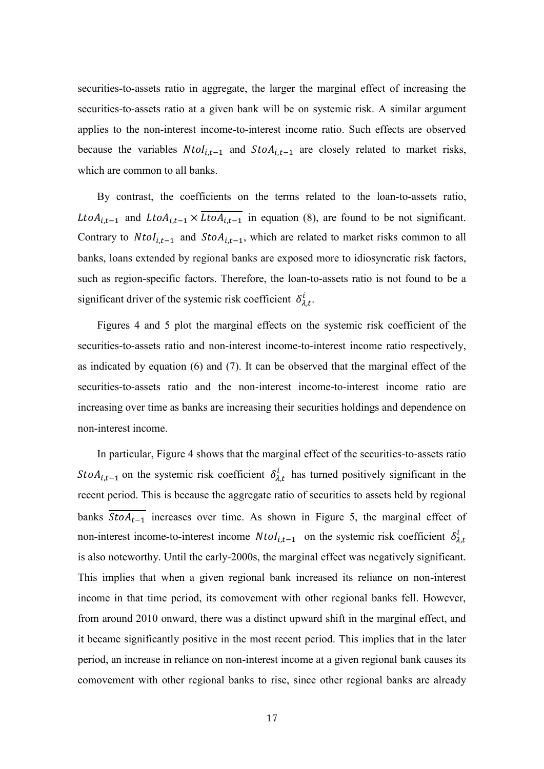securities-to-assets ratio in aggregate, the larger the marginal effect of increasing the securities-to-assets ratio at a given bank will be on systemic risk. A similar argument applies to the non-interest income-to-interest income ratio. Such effects are observed because the variables $NtoI_{i,t-1}$ and $StoA_{i,t-1}$ are closely related to market risks, which are common to all banks.

By contrast, the coefficients on the terms related to the loan-to-assets ratio, $LtoA_{i,t-1}$ and $LtoA_{i,t-1} \times \overline{LtoA_{i,t-1}}$ in equation (8), are found to be not significant. Contrary to $NtoI_{i,t-1}$ and $StoA_{i,t-1}$, which are related to market risks common to all banks, loans extended by regional banks are exposed more to idiosyncratic risk factors, such as region-specific factors. Therefore, the loan-to-assets ratio is not found to be a significant driver of the systemic risk coefficient $\delta^{i}_{\lambda,t}$.

Figures 4 and 5 plot the marginal effects on the systemic risk coefficient of the securities-to-assets ratio and non-interest income-to-interest income ratio respectively, as indicated by equation (6) and (7). It can be observed that the marginal effect of the securities-to-assets ratio and the non-interest income-to-interest income ratio are increasing over time as banks are increasing their securities holdings and dependence on non-interest income.

In particular, Figure 4 shows that the marginal effect of the securities-to-assets ratio $StoA_{i,t-1}$ on the systemic risk coefficient $\delta^{i}_{\lambda,t}$ has turned positively significant in the recent period. This is because the aggregate ratio of securities to assets held by regional banks $\overline{StoA_{t-1}}$ increases over time. As shown in Figure 5, the marginal effect of non-interest income-to-interest income $NtoI_{i,t-1}$ on the systemic risk coefficient $\delta^{i}_{\lambda,t}$ is also noteworthy. Until the early-2000s, the marginal effect was negatively significant. This implies that when a given regional bank increased its reliance on non-interest income in that time period, its comovement with other regional banks fell. However, from around 2010 onward, there was a distinct upward shift in the marginal effect, and it became significantly positive in the most recent period. This implies that in the later period, an increase in reliance on non-interest income at a given regional bank causes its comovement with other regional banks to rise, since other regional banks are already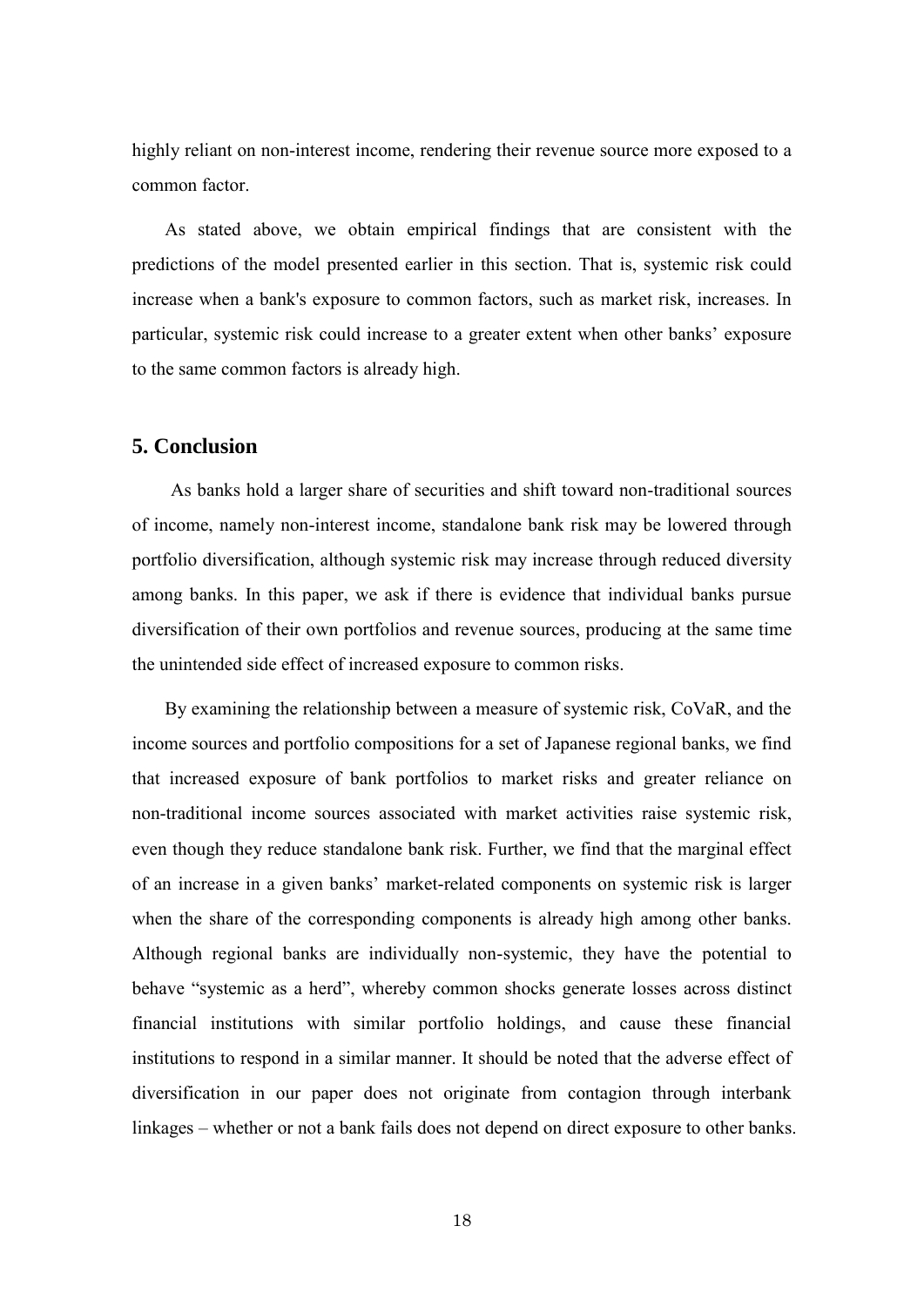highly reliant on non-interest income, rendering their revenue source more exposed to a common factor.

As stated above, we obtain empirical findings that are consistent with the predictions of the model presented earlier in this section. That is, systemic risk could increase when a bank's exposure to common factors, such as market risk, increases. In particular, systemic risk could increase to a greater extent when other banks' exposure to the same common factors is already high.

## 5. Conclusion

As banks hold a larger share of securities and shift toward non-traditional sources of income, namely non-interest income, standalone bank risk may be lowered through portfolio diversification, although systemic risk may increase through reduced diversity among banks. In this paper, we ask if there is evidence that individual banks pursue diversification of their own portfolios and revenue sources, producing at the same time the unintended side effect of increased exposure to common risks.

By examining the relationship between a measure of systemic risk, CoVaR, and the income sources and portfolio compositions for a set of Japanese regional banks, we find that increased exposure of bank portfolios to market risks and greater reliance on non-traditional income sources associated with market activities raise systemic risk, even though they reduce standalone bank risk. Further, we find that the marginal effect of an increase in a given banks' market-related components on systemic risk is larger when the share of the corresponding components is already high among other banks. Although regional banks are individually non-systemic, they have the potential to behave "systemic as a herd", whereby common shocks generate losses across distinct financial institutions with similar portfolio holdings, and cause these financial institutions to respond in a similar manner. It should be noted that the adverse effect of diversification in our paper does not originate from contagion through interbank linkages – whether or not a bank fails does not depend on direct exposure to other banks.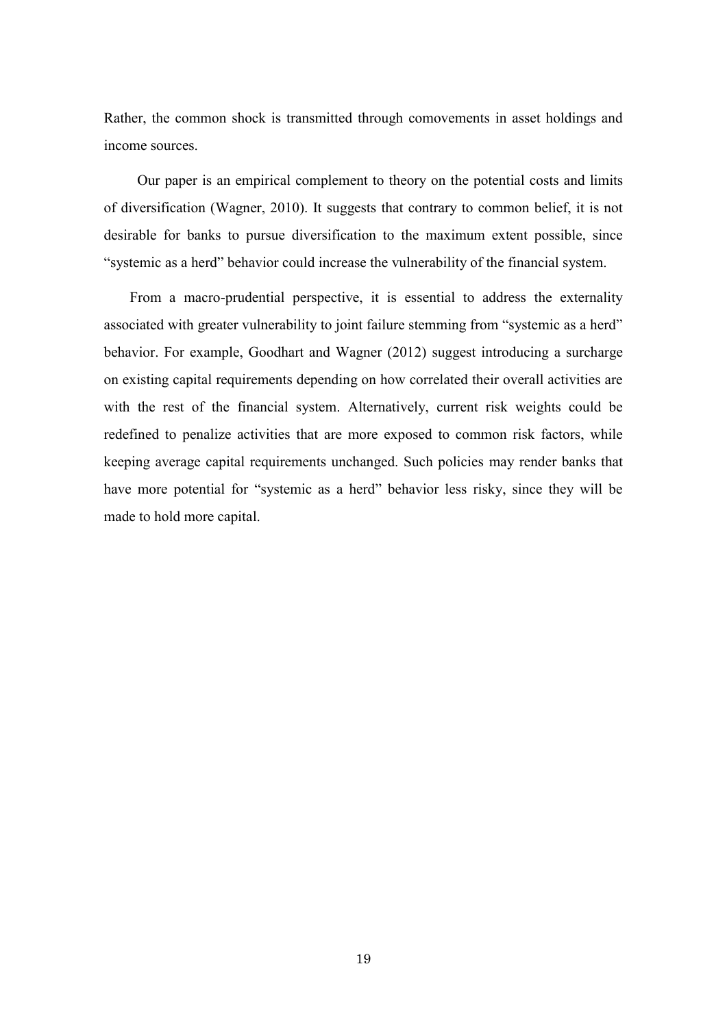Rather, the common shock is transmitted through comovements in asset holdings and income sources.

Our paper is an empirical complement to theory on the potential costs and limits of diversification (Wagner, 2010). It suggests that contrary to common belief, it is not desirable for banks to pursue diversification to the maximum extent possible, since "systemic as a herd" behavior could increase the vulnerability of the financial system.

From a macro-prudential perspective, it is essential to address the externality associated with greater vulnerability to joint failure stemming from "systemic as a herd" behavior. For example, Goodhart and Wagner (2012) suggest introducing a surcharge on existing capital requirements depending on how correlated their overall activities are with the rest of the financial system. Alternatively, current risk weights could be redefined to penalize activities that are more exposed to common risk factors, while keeping average capital requirements unchanged. Such policies may render banks that have more potential for "systemic as a herd" behavior less risky, since they will be made to hold more capital.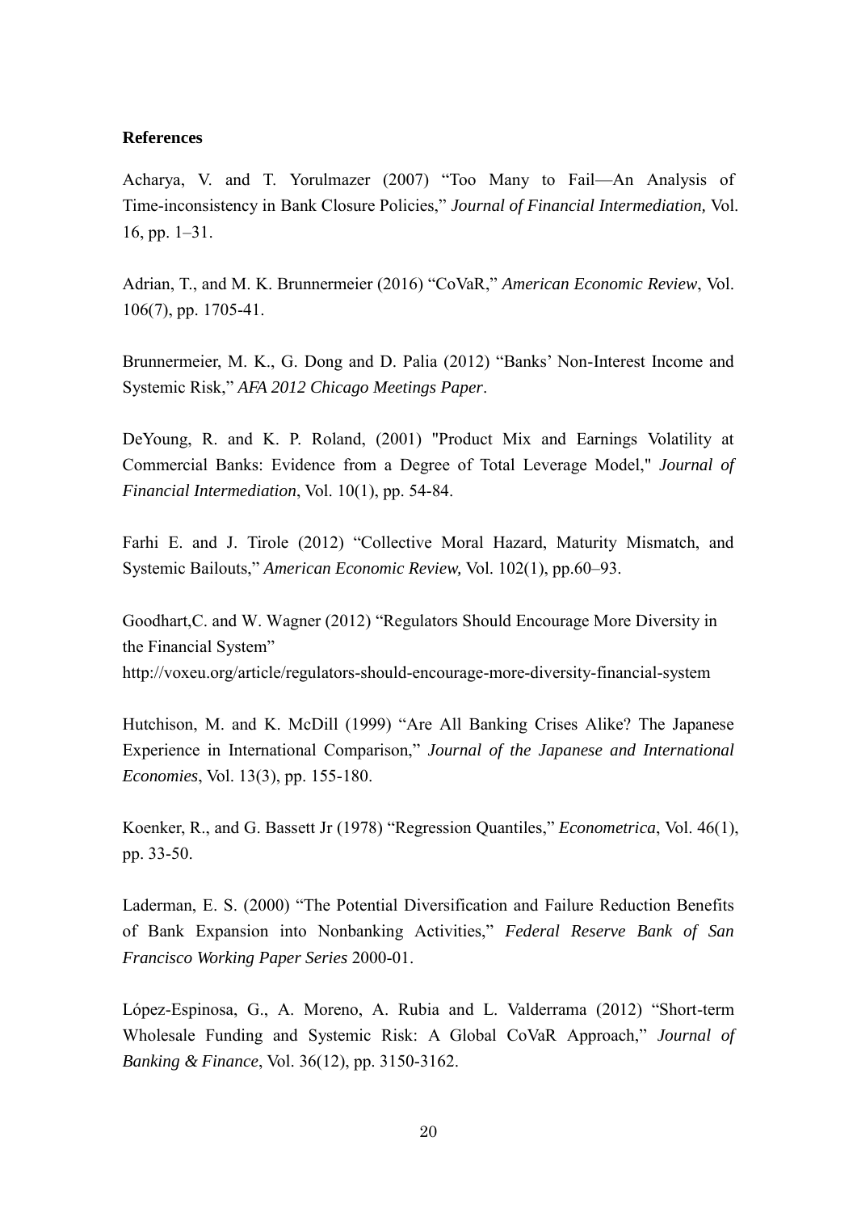**References**

Acharya, V. and T. Yorulmazer (2007) "Too Many to Fail—An Analysis of Time-inconsistency in Bank Closure Policies," *Journal of Financial Intermediation,* Vol. 16, pp. 1–31.

Adrian, T., and M. K. Brunnermeier (2016) "CoVaR," *American Economic Review*, Vol. 106(7), pp. 1705-41.

Brunnermeier, M. K., G. Dong and D. Palia (2012) "Banks' Non-Interest Income and Systemic Risk," *AFA 2012 Chicago Meetings Paper*.

DeYoung, R. and K. P. Roland, (2001) "Product Mix and Earnings Volatility at Commercial Banks: Evidence from a Degree of Total Leverage Model," *Journal of Financial Intermediation*, Vol. 10(1), pp. 54-84.

Farhi E. and J. Tirole (2012) "Collective Moral Hazard, Maturity Mismatch, and Systemic Bailouts," *American Economic Review,* Vol. 102(1), pp.60–93.

Goodhart,C. and W. Wagner (2012) "Regulators Should Encourage More Diversity in the Financial System"
http://voxeu.org/article/regulators-should-encourage-more-diversity-financial-system

Hutchison, M. and K. McDill (1999) "Are All Banking Crises Alike? The Japanese Experience in International Comparison," *Journal of the Japanese and International Economies*, Vol. 13(3), pp. 155-180.

Koenker, R., and G. Bassett Jr (1978) "Regression Quantiles," *Econometrica*, Vol. 46(1), pp. 33-50.

Laderman, E. S. (2000) "The Potential Diversification and Failure Reduction Benefits of Bank Expansion into Nonbanking Activities," *Federal Reserve Bank of San Francisco Working Paper Series* 2000-01.

López-Espinosa, G., A. Moreno, A. Rubia and L. Valderrama (2012) "Short-term Wholesale Funding and Systemic Risk: A Global CoVaR Approach," *Journal of Banking & Finance*, Vol. 36(12), pp. 3150-3162.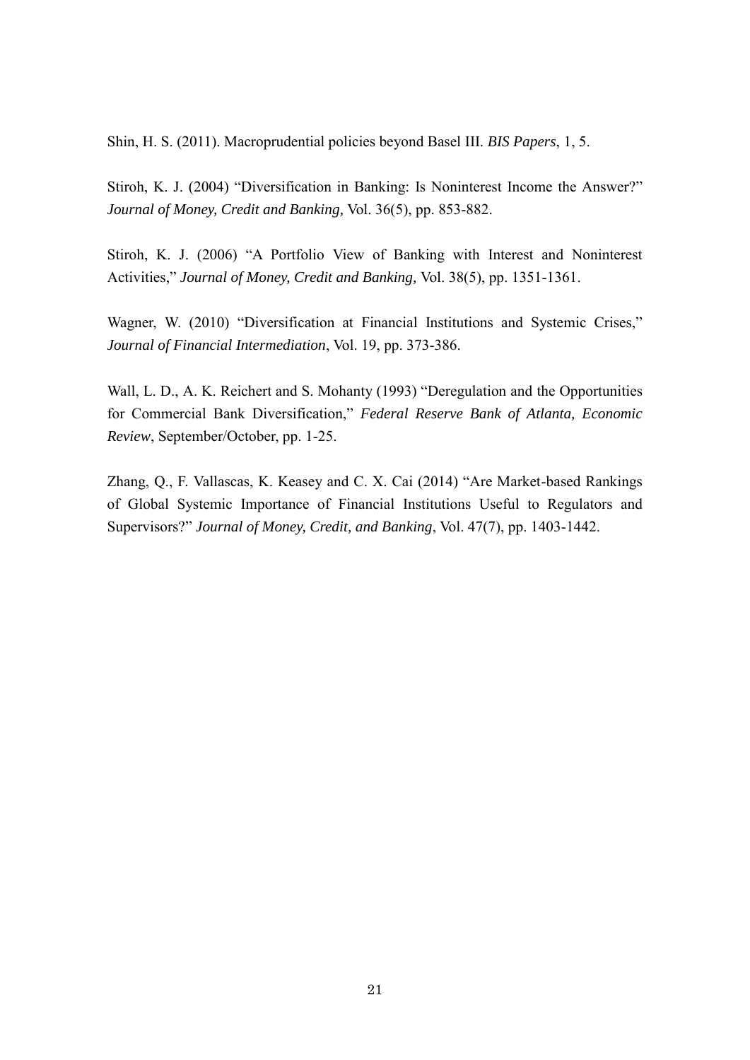Shin, H. S. (2011). Macroprudential policies beyond Basel III. *BIS Papers*, 1, 5.

Stiroh, K. J. (2004) "Diversification in Banking: Is Noninterest Income the Answer?" *Journal of Money, Credit and Banking,* Vol. 36(5), pp. 853-882.

Stiroh, K. J. (2006) "A Portfolio View of Banking with Interest and Noninterest Activities," *Journal of Money, Credit and Banking,* Vol. 38(5), pp. 1351-1361.

Wagner, W. (2010) "Diversification at Financial Institutions and Systemic Crises," *Journal of Financial Intermediation*, Vol. 19, pp. 373-386.

Wall, L. D., A. K. Reichert and S. Mohanty (1993) "Deregulation and the Opportunities for Commercial Bank Diversification," *Federal Reserve Bank of Atlanta, Economic Review*, September/October, pp. 1-25.

Zhang, Q., F. Vallascas, K. Keasey and C. X. Cai (2014) "Are Market-based Rankings of Global Systemic Importance of Financial Institutions Useful to Regulators and Supervisors?" *Journal of Money, Credit, and Banking*, Vol. 47(7), pp. 1403-1442.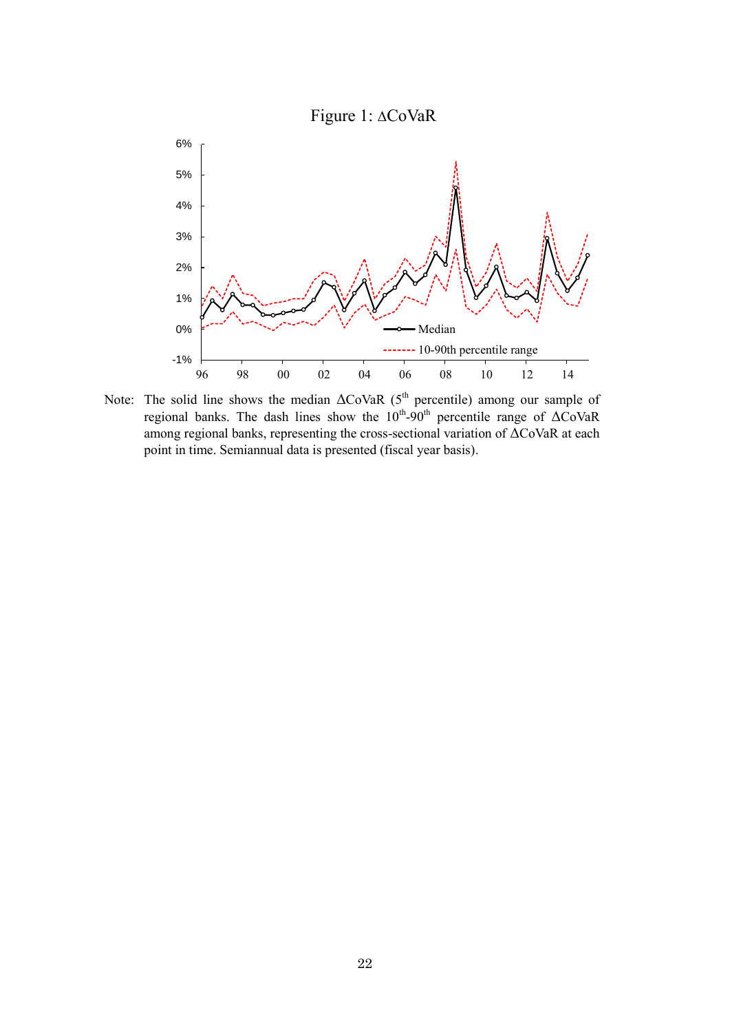Figure 1: ΔCoVaR

Note: The solid line shows the median ΔCoVaR (5th percentile) among our sample of regional banks. The dash lines show the 10th-90th percentile range of ΔCoVaR among regional banks, representing the cross-sectional variation of ΔCoVaR at each point in time. Semiannual data is presented (fiscal year basis).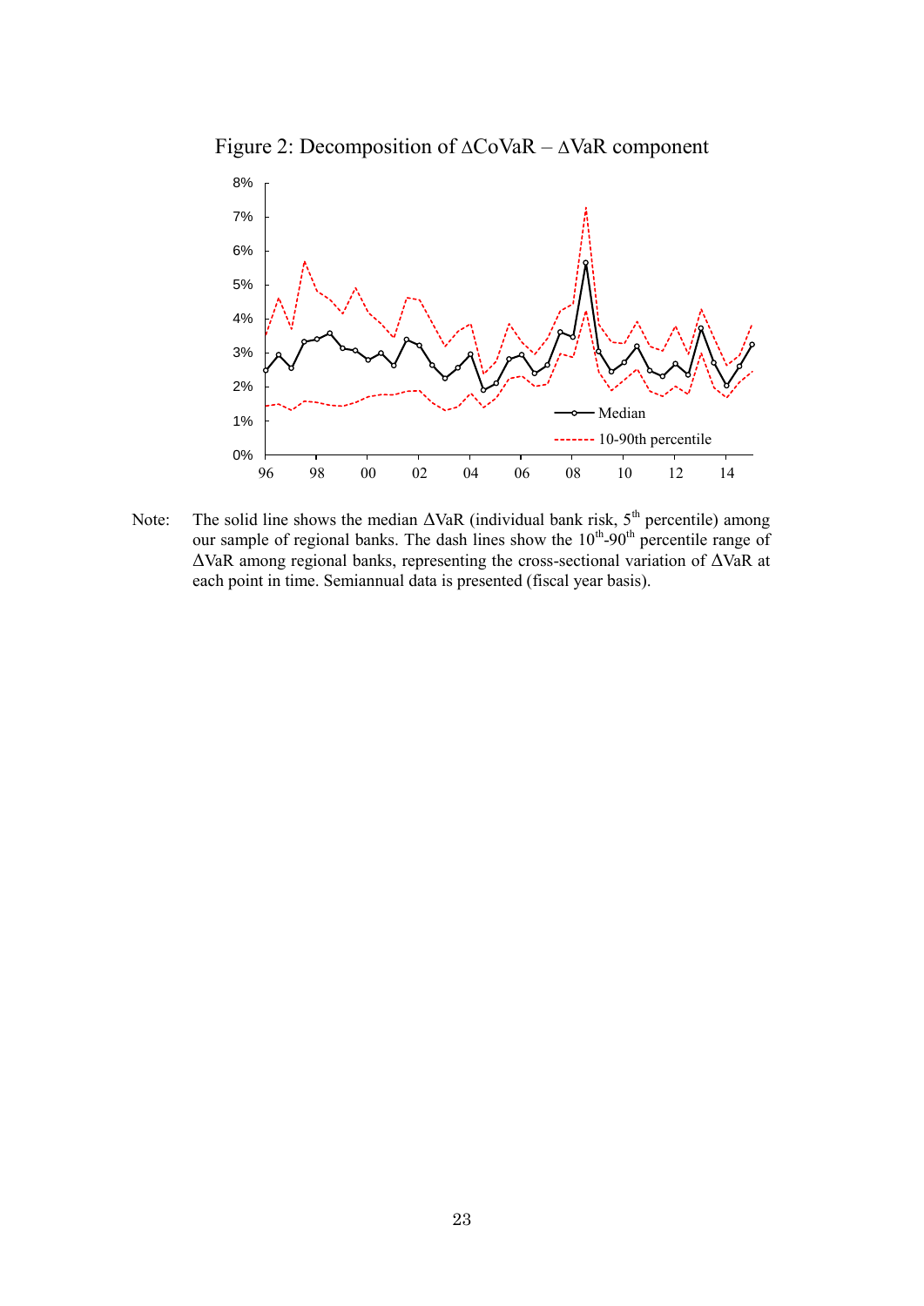Figure 2: Decomposition of ΔCoVaR – ΔVaR component

Note: The solid line shows the median ΔVaR (individual bank risk, 5[th] percentile) among our sample of regional banks. The dash lines show the 10[th]-90[th] percentile range of ΔVaR among regional banks, representing the cross-sectional variation of ΔVaR at each point in time. Semiannual data is presented (fiscal year basis).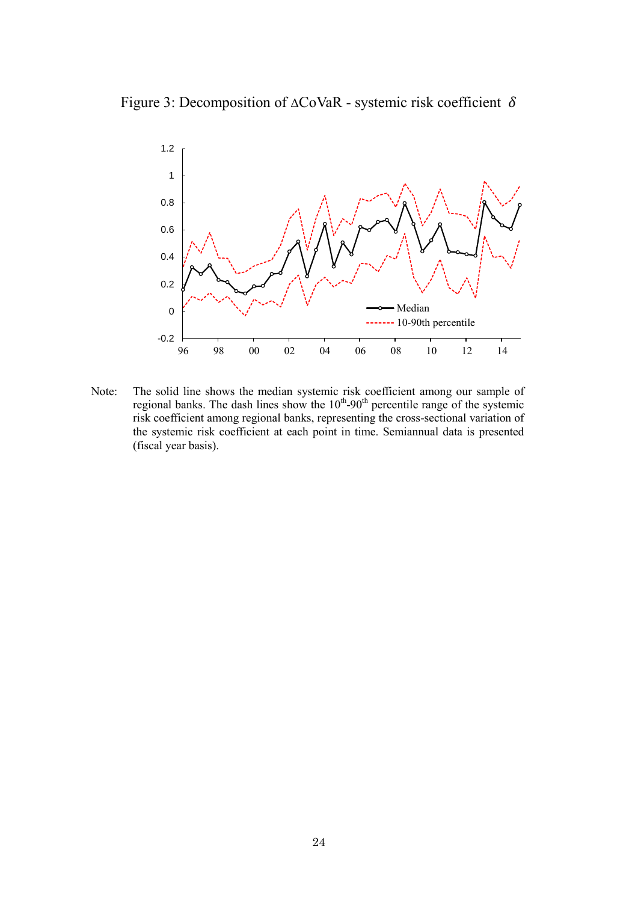Figure 3: Decomposition of $\Delta$CoVaR - systemic risk coefficient $\delta$

Note: The solid line shows the median systemic risk coefficient among our sample of regional banks. The dash lines show the $10^{th}$-$90^{th}$ percentile range of the systemic risk coefficient among regional banks, representing the cross-sectional variation of the systemic risk coefficient at each point in time. Semiannual data is presented (fiscal year basis).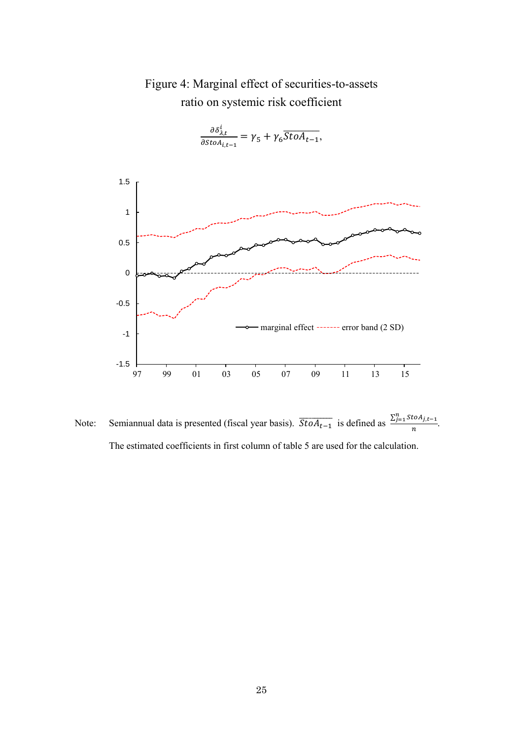# Figure 4: Marginal effect of securities-to-assets ratio on systemic risk coefficient

$$\frac{\partial \delta_{\lambda,t}^{i}}{\partial StoA_{i,t-1}} = \gamma_5 + \gamma_6 \overline{StoA_{t-1}},$$

Note: Semiannual data is presented (fiscal year basis). $\overline{StoA_{t-1}}$ is defined as $\frac{\sum_{j=1}^{n} StoA_{j,t-1}}{n}$.

The estimated coefficients in first column of table 5 are used for the calculation.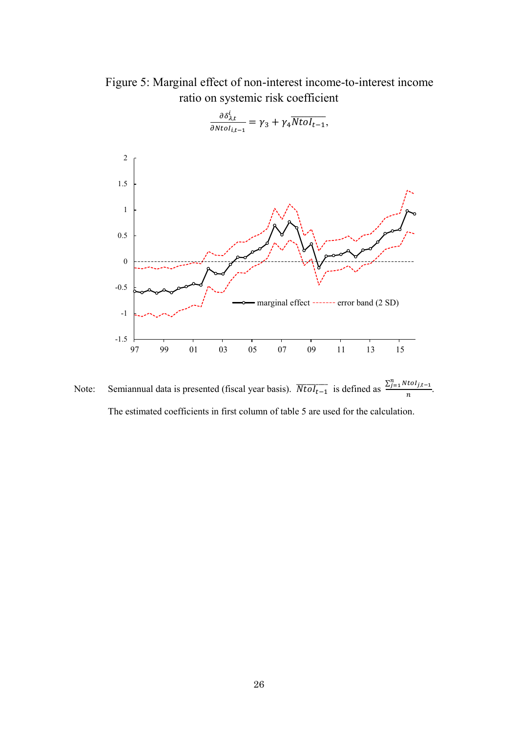Figure 5: Marginal effect of non-interest income-to-interest income ratio on systemic risk coefficient

$$\frac{\partial \delta^{i}_{\lambda,t}}{\partial NtoI_{i,t-1}} = \gamma_3 + \gamma_4 \overline{NtoI_{t-1}},$$

Note: Semiannual data is presented (fiscal year basis). $\overline{NtoI_{t-1}}$ is defined as $\frac{\sum_{j=1}^{n} NtoI_{j,t-1}}{n}$.

The estimated coefficients in first column of table 5 are used for the calculation.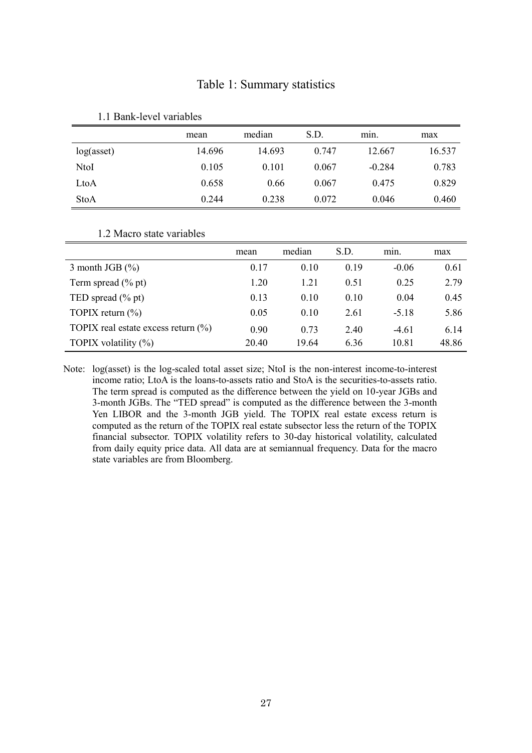# Table 1: Summary statistics

1.1 Bank-level variables

| | mean | median | S.D. | min. | max |
|---|---|---|---|---|---|
| log(asset) | 14.696 | 14.693 | 0.747 | 12.667 | 16.537 |
| NtoI | 0.105 | 0.101 | 0.067 | -0.284 | 0.783 |
| LtoA | 0.658 | 0.66 | 0.067 | 0.475 | 0.829 |
| StoA | 0.244 | 0.238 | 0.072 | 0.046 | 0.460 |

1.2 Macro state variables

| | mean | median | S.D. | min. | max |
|---|---|---|---|---|---|
| 3 month JGB (%) | 0.17 | 0.10 | 0.19 | -0.06 | 0.61 |
| Term spread (% pt) | 1.20 | 1.21 | 0.51 | 0.25 | 2.79 |
| TED spread (% pt) | 0.13 | 0.10 | 0.10 | 0.04 | 0.45 |
| TOPIX return (%) | 0.05 | 0.10 | 2.61 | -5.18 | 5.86 |
| TOPIX real estate excess return (%) | 0.90 | 0.73 | 2.40 | -4.61 | 6.14 |
| TOPIX volatility (%) | 20.40 | 19.64 | 6.36 | 10.81 | 48.86 |

Note: log(asset) is the log-scaled total asset size; NtoI is the non-interest income-to-interest income ratio; LtoA is the loans-to-assets ratio and StoA is the securities-to-assets ratio. The term spread is computed as the difference between the yield on 10-year JGBs and 3-month JGBs. The "TED spread" is computed as the difference between the 3-month Yen LIBOR and the 3-month JGB yield. The TOPIX real estate excess return is computed as the return of the TOPIX real estate subsector less the return of the TOPIX financial subsector. TOPIX volatility refers to 30-day historical volatility, calculated from daily equity price data. All data are at semiannual frequency. Data for the macro state variables are from Bloomberg.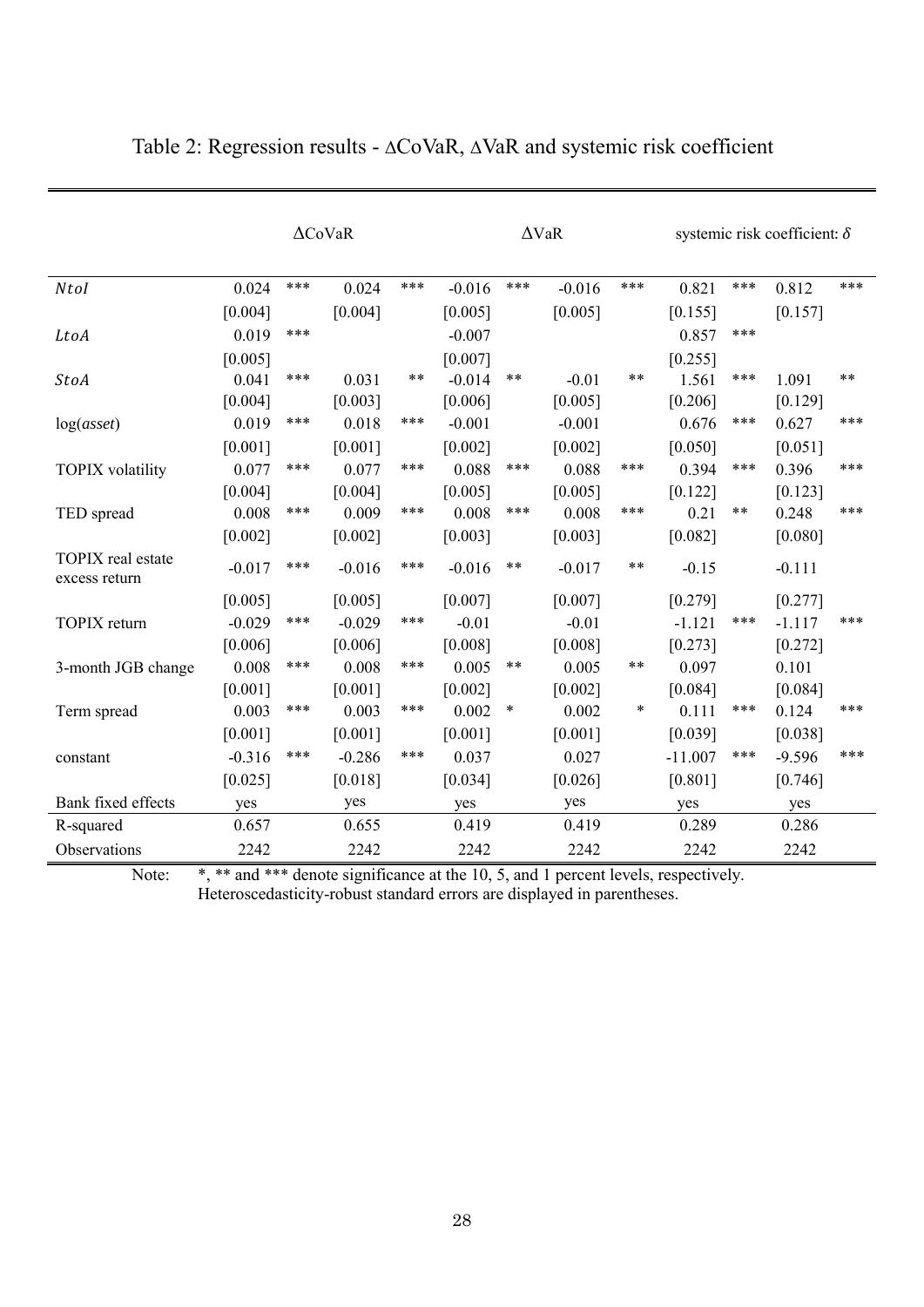# Table 2: Regression results - ΔCoVaR, ΔVaR and systemic risk coefficient

| | ΔCoVaR | | | | ΔVaR | | | | systemic risk coefficient: $\delta$ | | | |
|---|---|---|---|---|---|---|---|---|---|---|---|---|
| $NtoI$ | 0.024 | *** | 0.024 | *** | -0.016 | *** | -0.016 | *** | 0.821 | *** | 0.812 | *** |
| | [0.004] | | [0.004] | | [0.005] | | [0.005] | | [0.155] | | [0.157] | |
| $LtoA$ | 0.019 | *** | | | -0.007 | | | | 0.857 | *** | | |
| | [0.005] | | | | [0.007] | | | | [0.255] | | | |
| $StoA$ | 0.041 | *** | 0.031 | ** | -0.014 | ** | -0.01 | ** | 1.561 | *** | 1.091 | ** |
| | [0.004] | | [0.003] | | [0.006] | | [0.005] | | [0.206] | | [0.129] | |
| log(*asset*) | 0.019 | *** | 0.018 | *** | -0.001 | | -0.001 | | 0.676 | *** | 0.627 | *** |
| | [0.001] | | [0.001] | | [0.002] | | [0.002] | | [0.050] | | [0.051] | |
| TOPIX volatility | 0.077 | *** | 0.077 | *** | 0.088 | *** | 0.088 | *** | 0.394 | *** | 0.396 | *** |
| | [0.004] | | [0.004] | | [0.005] | | [0.005] | | [0.122] | | [0.123] | |
| TED spread | 0.008 | *** | 0.009 | *** | 0.008 | *** | 0.008 | *** | 0.21 | ** | 0.248 | *** |
| | [0.002] | | [0.002] | | [0.003] | | [0.003] | | [0.082] | | [0.080] | |
| TOPIX real estate excess return | -0.017 | *** | -0.016 | *** | -0.016 | ** | -0.017 | ** | -0.15 | | -0.111 | |
| | [0.005] | | [0.005] | | [0.007] | | [0.007] | | [0.279] | | [0.277] | |
| TOPIX return | -0.029 | *** | -0.029 | *** | -0.01 | | -0.01 | | -1.121 | *** | -1.117 | *** |
| | [0.006] | | [0.006] | | [0.008] | | [0.008] | | [0.273] | | [0.272] | |
| 3-month JGB change | 0.008 | *** | 0.008 | *** | 0.005 | ** | 0.005 | ** | 0.097 | | 0.101 | |
| | [0.001] | | [0.001] | | [0.002] | | [0.002] | | [0.084] | | [0.084] | |
| Term spread | 0.003 | *** | 0.003 | *** | 0.002 | * | 0.002 | * | 0.111 | *** | 0.124 | *** |
| | [0.001] | | [0.001] | | [0.001] | | [0.001] | | [0.039] | | [0.038] | |
| constant | -0.316 | *** | -0.286 | *** | 0.037 | | 0.027 | | -11.007 | *** | -9.596 | *** |
| | [0.025] | | [0.018] | | [0.034] | | [0.026] | | [0.801] | | [0.746] | |
| Bank fixed effects | yes | | yes | | yes | | yes | | yes | | yes | |
| R-squared | 0.657 | | 0.655 | | 0.419 | | 0.419 | | 0.289 | | 0.286 | |
| Observations | 2242 | | 2242 | | 2242 | | 2242 | | 2242 | | 2242 | |

Note: *, ** and *** denote significance at the 10, 5, and 1 percent levels, respectively. Heteroscedasticity-robust standard errors are displayed in parentheses.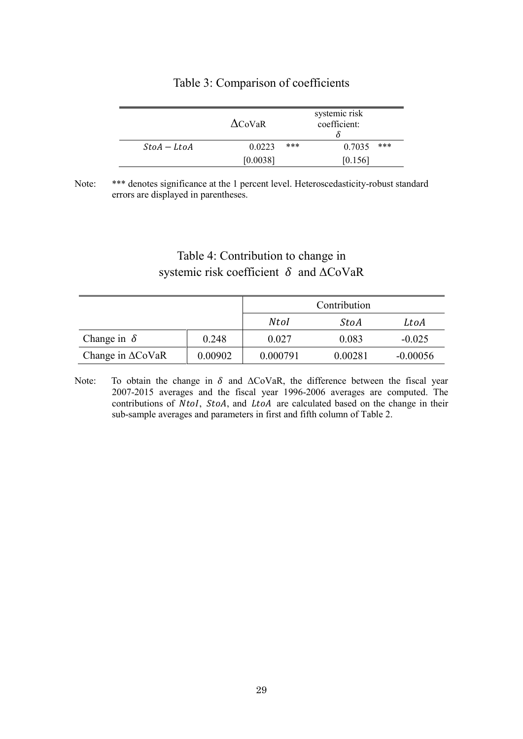Table 3: Comparison of coefficients

| | ΔCoVaR | | systemic risk coefficient: $\delta$ | |
|---|---|---|---|---|
| $StoA - LtoA$ | 0.0223 | *** | 0.7035 | *** |
| | [0.0038] | | [0.156] | |

Note: *** denotes significance at the 1 percent level. Heteroscedasticity-robust standard errors are displayed in parentheses.

Table 4: Contribution to change in systemic risk coefficient $\delta$ and ΔCoVaR

| | | Contribution | | |
|---|---|---|---|---|
| | | $NtoI$ | $StoA$ | $LtoA$ |
| Change in $\delta$ | 0.248 | 0.027 | 0.083 | -0.025 |
| Change in ΔCoVaR | 0.00902 | 0.000791 | 0.00281 | -0.00056 |

Note: To obtain the change in $\delta$ and ΔCoVaR, the difference between the fiscal year 2007-2015 averages and the fiscal year 1996-2006 averages are computed. The contributions of $NtoI$, $StoA$, and $LtoA$ are calculated based on the change in their sub-sample averages and parameters in first and fifth column of Table 2.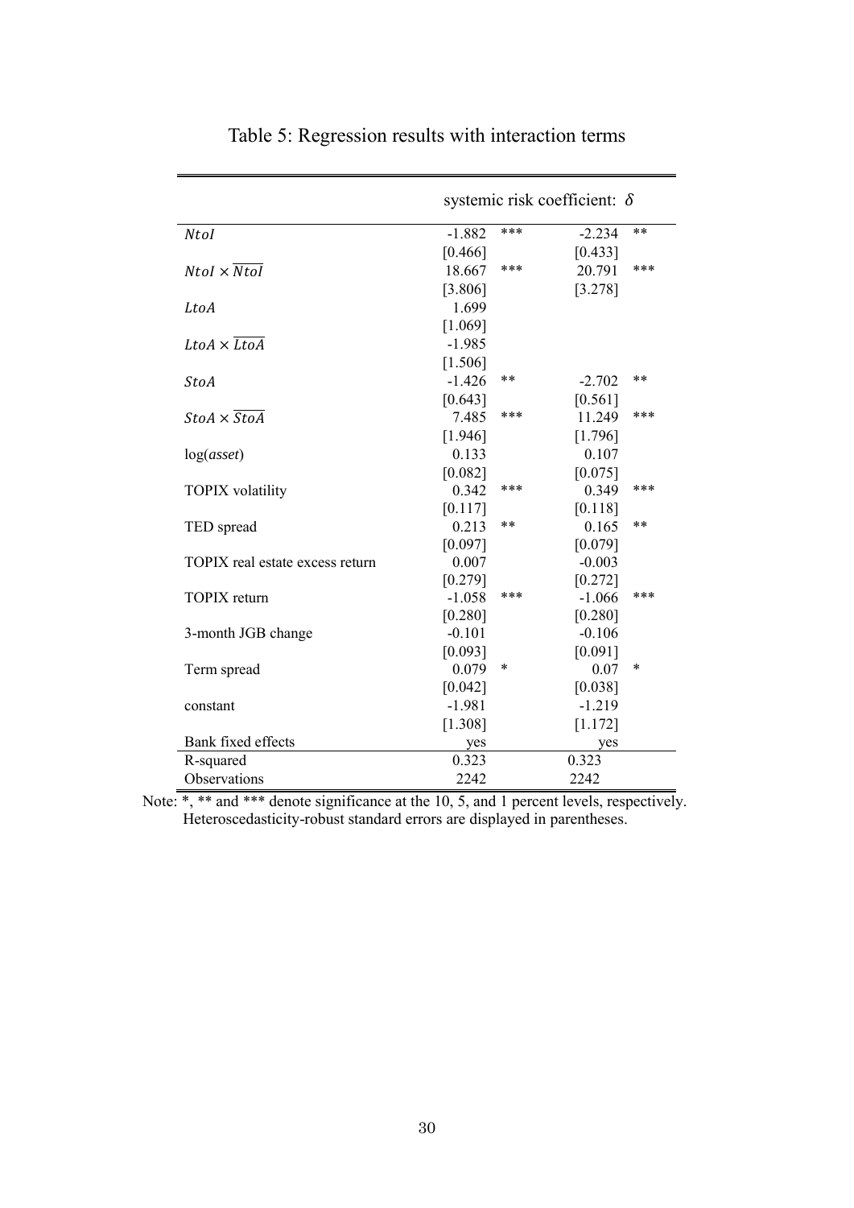# Table 5: Regression results with interaction terms

| | systemic risk coefficient: $\delta$ | | | |
|---|---|---|---|---|
| $NtoI$ | -1.882 | *** | -2.234 | ** |
| | [0.466] | | [0.433] | |
| $NtoI \times \overline{NtoI}$ | 18.667 | *** | 20.791 | *** |
| | [3.806] | | [3.278] | |
| $LtoA$ | 1.699 | | | |
| | [1.069] | | | |
| $LtoA \times \overline{LtoA}$ | -1.985 | | | |
| | [1.506] | | | |
| $StoA$ | -1.426 | ** | -2.702 | ** |
| | [0.643] | | [0.561] | |
| $StoA \times \overline{StoA}$ | 7.485 | *** | 11.249 | *** |
| | [1.946] | | [1.796] | |
| log(*asset*) | 0.133 | | 0.107 | |
| | [0.082] | | [0.075] | |
| TOPIX volatility | 0.342 | *** | 0.349 | *** |
| | [0.117] | | [0.118] | |
| TED spread | 0.213 | ** | 0.165 | ** |
| | [0.097] | | [0.079] | |
| TOPIX real estate excess return | 0.007 | | -0.003 | |
| | [0.279] | | [0.272] | |
| TOPIX return | -1.058 | *** | -1.066 | *** |
| | [0.280] | | [0.280] | |
| 3-month JGB change | -0.101 | | -0.106 | |
| | [0.093] | | [0.091] | |
| Term spread | 0.079 | * | 0.07 | * |
| | [0.042] | | [0.038] | |
| constant | -1.981 | | -1.219 | |
| | [1.308] | | [1.172] | |
| Bank fixed effects | yes | | yes | |
| R-squared | 0.323 | | 0.323 | |
| Observations | 2242 | | 2242 | |

Note: *, ** and *** denote significance at the 10, 5, and 1 percent levels, respectively. Heteroscedasticity-robust standard errors are displayed in parentheses.